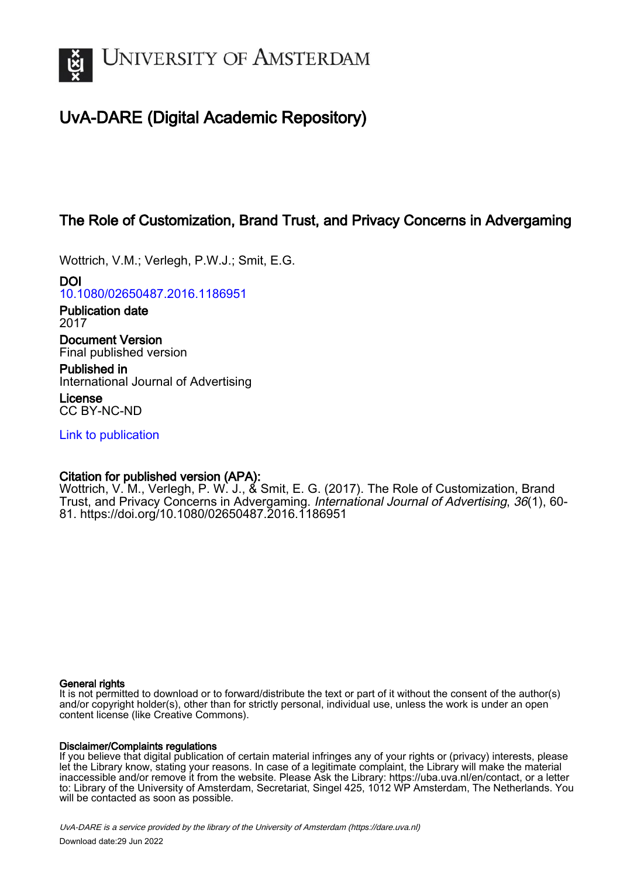# UNIVERSITY OF AMSTERDAM

## UvA-DARE (Digital Academic Repository)

### The Role of Customization, Brand Trust, and Privacy Concerns in Advergaming

Wottrich, V.M.; Verlegh, P.W.J.; Smit, E.G.

**DOI**
10.1080/02650487.2016.1186951

**Publication date**
2017

**Document Version**
Final published version

**Published in**
International Journal of Advertising

**License**
CC BY-NC-ND

Link to publication

**Citation for published version (APA):**
Wottrich, V. M., Verlegh, P. W. J., & Smit, E. G. (2017). The Role of Customization, Brand Trust, and Privacy Concerns in Advergaming. *International Journal of Advertising*, *36*(1), 60-81. https://doi.org/10.1080/02650487.2016.1186951

**General rights**
It is not permitted to download or to forward/distribute the text or part of it without the consent of the author(s) and/or copyright holder(s), other than for strictly personal, individual use, unless the work is under an open content license (like Creative Commons).

**Disclaimer/Complaints regulations**
If you believe that digital publication of certain material infringes any of your rights or (privacy) interests, please let the Library know, stating your reasons. In case of a legitimate complaint, the Library will make the material inaccessible and/or remove it from the website. Please Ask the Library: https://uba.uva.nl/en/contact, or a letter to: Library of the University of Amsterdam, Secretariat, Singel 425, 1012 WP Amsterdam, The Netherlands. You will be contacted as soon as possible.

*UvA-DARE is a service provided by the library of the University of Amsterdam (https://dare.uva.nl)*

Download date:29 Jun 2022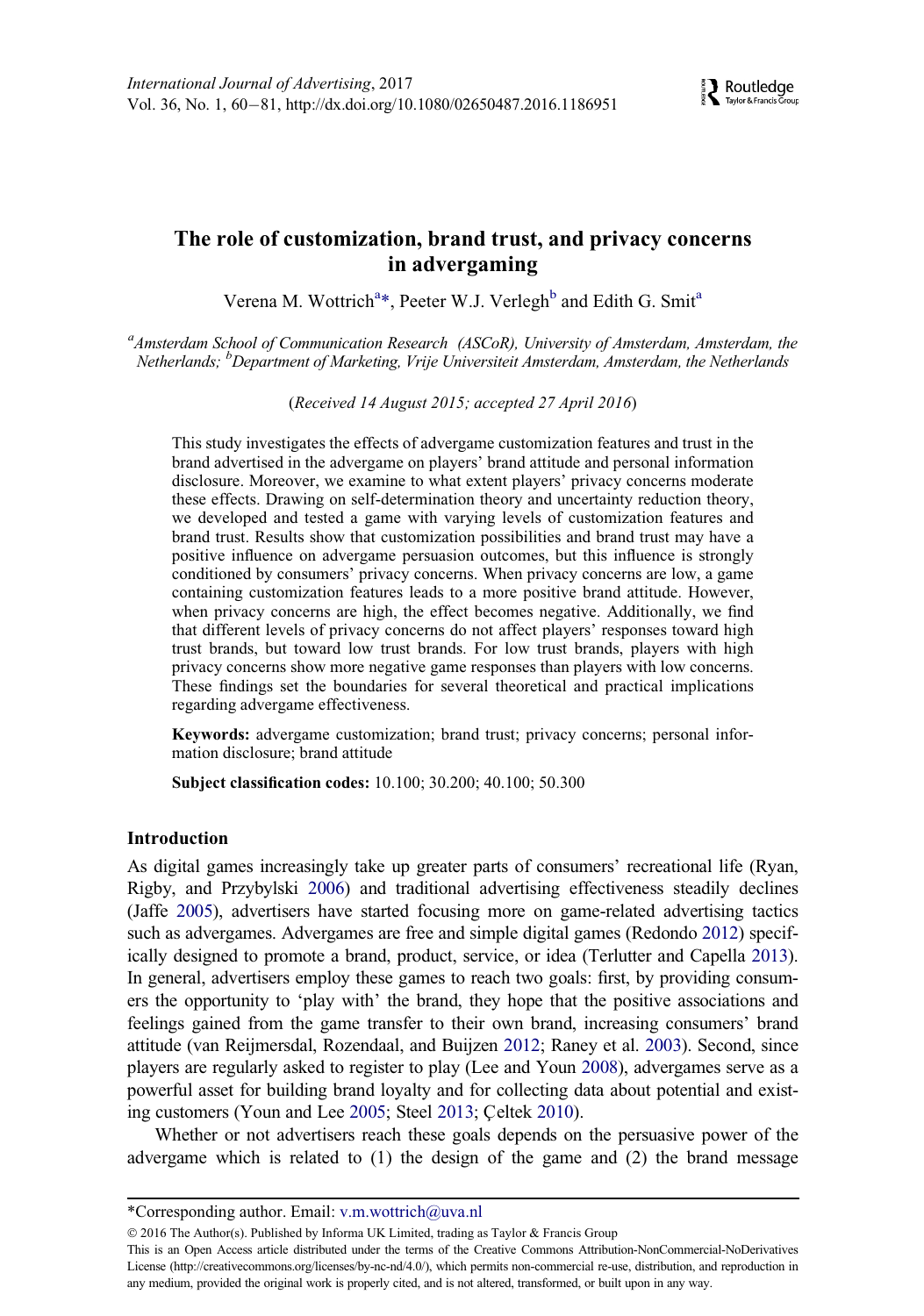# The role of customization, brand trust, and privacy concerns in advergaming

Verena M. Wottrich[a*], Peeter W.J. Verlegh[b] and Edith G. Smit[a]

[a]*Amsterdam School of Communication Research (ASCoR), University of Amsterdam, Amsterdam, the Netherlands;* [b]*Department of Marketing, Vrije Universiteit Amsterdam, Amsterdam, the Netherlands*

(*Received 14 August 2015; accepted 27 April 2016*)

This study investigates the effects of advergame customization features and trust in the brand advertised in the advergame on players' brand attitude and personal information disclosure. Moreover, we examine to what extent players' privacy concerns moderate these effects. Drawing on self-determination theory and uncertainty reduction theory, we developed and tested a game with varying levels of customization features and brand trust. Results show that customization possibilities and brand trust may have a positive influence on advergame persuasion outcomes, but this influence is strongly conditioned by consumers' privacy concerns. When privacy concerns are low, a game containing customization features leads to a more positive brand attitude. However, when privacy concerns are high, the effect becomes negative. Additionally, we find that different levels of privacy concerns do not affect players' responses toward high trust brands, but toward low trust brands. For low trust brands, players with high privacy concerns show more negative game responses than players with low concerns. These findings set the boundaries for several theoretical and practical implications regarding advergame effectiveness.

**Keywords:** advergame customization; brand trust; privacy concerns; personal information disclosure; brand attitude

**Subject classification codes:** 10.100; 30.200; 40.100; 50.300

## Introduction

As digital games increasingly take up greater parts of consumers' recreational life (Ryan, Rigby, and Przybylski 2006) and traditional advertising effectiveness steadily declines (Jaffe 2005), advertisers have started focusing more on game-related advertising tactics such as advergames. Advergames are free and simple digital games (Redondo 2012) specifically designed to promote a brand, product, service, or idea (Terlutter and Capella 2013). In general, advertisers employ these games to reach two goals: first, by providing consumers the opportunity to 'play with' the brand, they hope that the positive associations and feelings gained from the game transfer to their own brand, increasing consumers' brand attitude (van Reijmersdal, Rozendaal, and Buijzen 2012; Raney et al. 2003). Second, since players are regularly asked to register to play (Lee and Youn 2008), advergames serve as a powerful asset for building brand loyalty and for collecting data about potential and existing customers (Youn and Lee 2005; Steel 2013; Çeltek 2010).

Whether or not advertisers reach these goals depends on the persuasive power of the advergame which is related to (1) the design of the game and (2) the brand message

---

*Corresponding author. Email: v.m.wottrich@uva.nl

© 2016 The Author(s). Published by Informa UK Limited, trading as Taylor & Francis Group

This is an Open Access article distributed under the terms of the Creative Commons Attribution-NonCommercial-NoDerivatives License (http://creativecommons.org/licenses/by-nc-nd/4.0/), which permits non-commercial re-use, distribution, and reproduction in any medium, provided the original work is properly cited, and is not altered, transformed, or built upon in any way.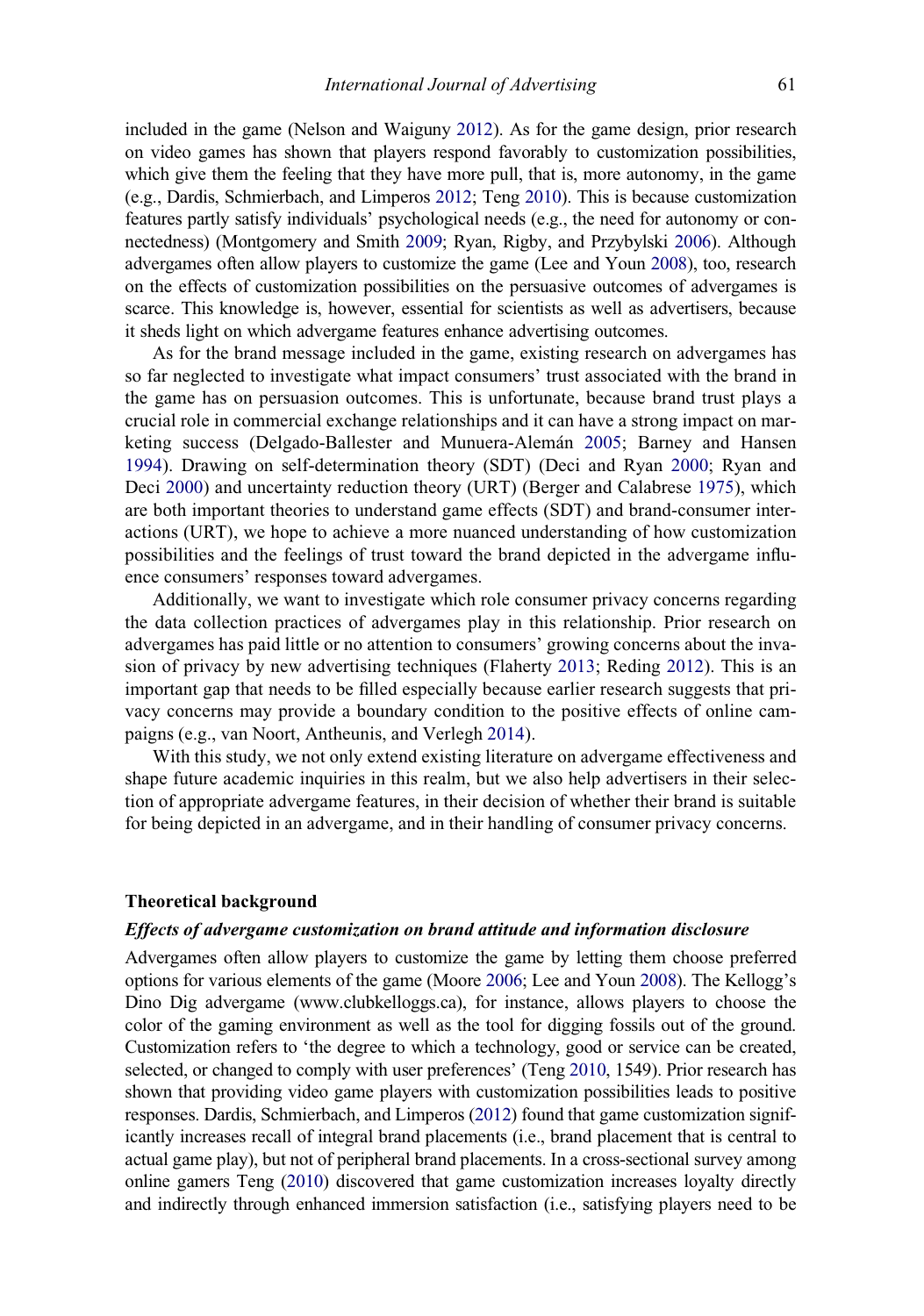included in the game (Nelson and Waiguny 2012). As for the game design, prior research on video games has shown that players respond favorably to customization possibilities, which give them the feeling that they have more pull, that is, more autonomy, in the game (e.g., Dardis, Schmierbach, and Limperos 2012; Teng 2010). This is because customization features partly satisfy individuals' psychological needs (e.g., the need for autonomy or connectedness) (Montgomery and Smith 2009; Ryan, Rigby, and Przybylski 2006). Although advergames often allow players to customize the game (Lee and Youn 2008), too, research on the effects of customization possibilities on the persuasive outcomes of advergames is scarce. This knowledge is, however, essential for scientists as well as advertisers, because it sheds light on which advergame features enhance advertising outcomes.

As for the brand message included in the game, existing research on advergames has so far neglected to investigate what impact consumers' trust associated with the brand in the game has on persuasion outcomes. This is unfortunate, because brand trust plays a crucial role in commercial exchange relationships and it can have a strong impact on marketing success (Delgado-Ballester and Munuera-Alemán 2005; Barney and Hansen 1994). Drawing on self-determination theory (SDT) (Deci and Ryan 2000; Ryan and Deci 2000) and uncertainty reduction theory (URT) (Berger and Calabrese 1975), which are both important theories to understand game effects (SDT) and brand-consumer interactions (URT), we hope to achieve a more nuanced understanding of how customization possibilities and the feelings of trust toward the brand depicted in the advergame influence consumers' responses toward advergames.

Additionally, we want to investigate which role consumer privacy concerns regarding the data collection practices of advergames play in this relationship. Prior research on advergames has paid little or no attention to consumers' growing concerns about the invasion of privacy by new advertising techniques (Flaherty 2013; Reding 2012). This is an important gap that needs to be filled especially because earlier research suggests that privacy concerns may provide a boundary condition to the positive effects of online campaigns (e.g., van Noort, Antheunis, and Verlegh 2014).

With this study, we not only extend existing literature on advergame effectiveness and shape future academic inquiries in this realm, but we also help advertisers in their selection of appropriate advergame features, in their decision of whether their brand is suitable for being depicted in an advergame, and in their handling of consumer privacy concerns.

## Theoretical background

### *Effects of advergame customization on brand attitude and information disclosure*

Advergames often allow players to customize the game by letting them choose preferred options for various elements of the game (Moore 2006; Lee and Youn 2008). The Kellogg's Dino Dig advergame (www.clubkelloggs.ca), for instance, allows players to choose the color of the gaming environment as well as the tool for digging fossils out of the ground. Customization refers to 'the degree to which a technology, good or service can be created, selected, or changed to comply with user preferences' (Teng 2010, 1549). Prior research has shown that providing video game players with customization possibilities leads to positive responses. Dardis, Schmierbach, and Limperos (2012) found that game customization significantly increases recall of integral brand placements (i.e., brand placement that is central to actual game play), but not of peripheral brand placements. In a cross-sectional survey among online gamers Teng (2010) discovered that game customization increases loyalty directly and indirectly through enhanced immersion satisfaction (i.e., satisfying players need to be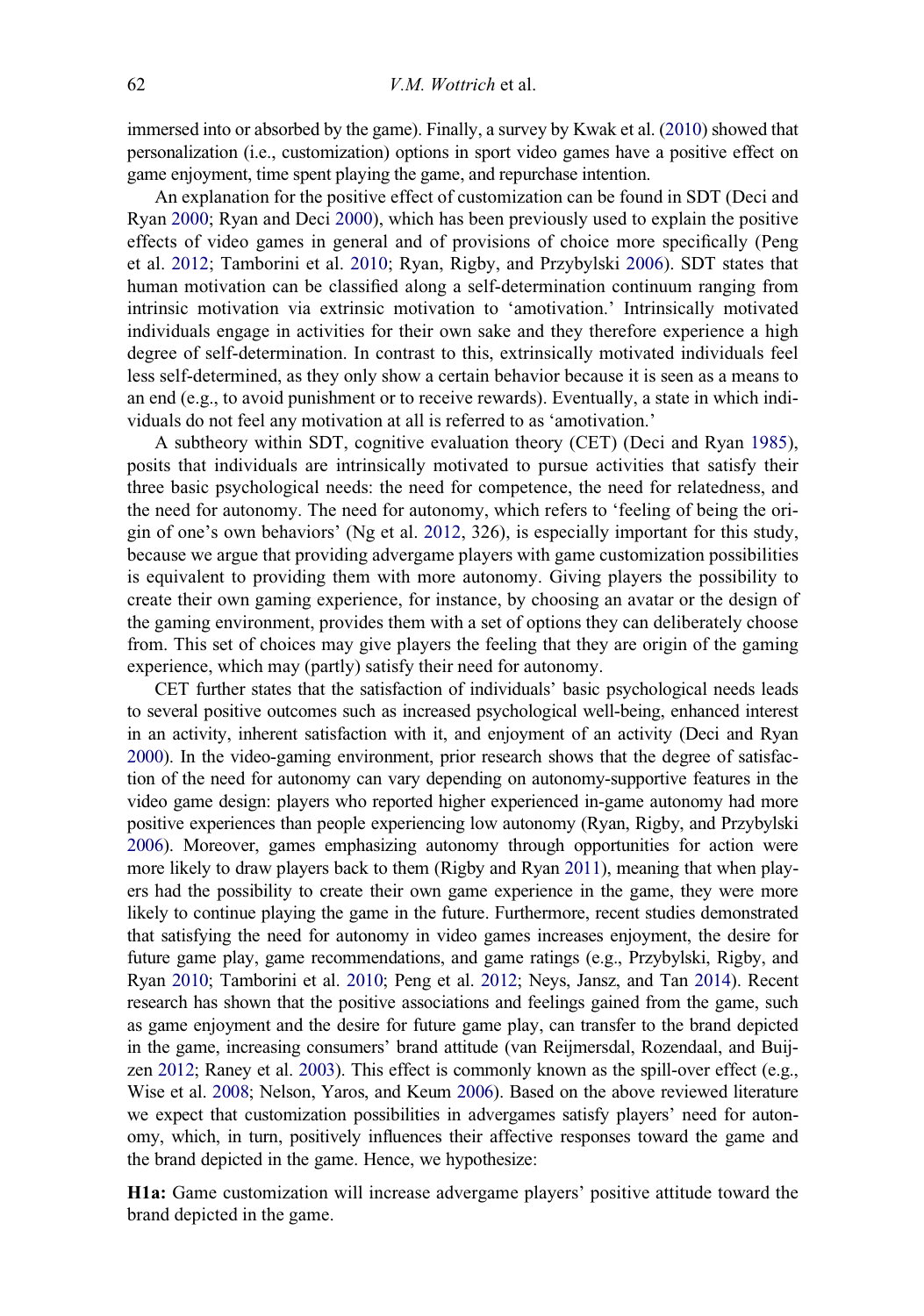immersed into or absorbed by the game). Finally, a survey by Kwak et al. (2010) showed that personalization (i.e., customization) options in sport video games have a positive effect on game enjoyment, time spent playing the game, and repurchase intention.

An explanation for the positive effect of customization can be found in SDT (Deci and Ryan 2000; Ryan and Deci 2000), which has been previously used to explain the positive effects of video games in general and of provisions of choice more specifically (Peng et al. 2012; Tamborini et al. 2010; Ryan, Rigby, and Przybylski 2006). SDT states that human motivation can be classified along a self-determination continuum ranging from intrinsic motivation via extrinsic motivation to 'amotivation.' Intrinsically motivated individuals engage in activities for their own sake and they therefore experience a high degree of self-determination. In contrast to this, extrinsically motivated individuals feel less self-determined, as they only show a certain behavior because it is seen as a means to an end (e.g., to avoid punishment or to receive rewards). Eventually, a state in which individuals do not feel any motivation at all is referred to as 'amotivation.'

A subtheory within SDT, cognitive evaluation theory (CET) (Deci and Ryan 1985), posits that individuals are intrinsically motivated to pursue activities that satisfy their three basic psychological needs: the need for competence, the need for relatedness, and the need for autonomy. The need for autonomy, which refers to 'feeling of being the origin of one's own behaviors' (Ng et al. 2012, 326), is especially important for this study, because we argue that providing advergame players with game customization possibilities is equivalent to providing them with more autonomy. Giving players the possibility to create their own gaming experience, for instance, by choosing an avatar or the design of the gaming environment, provides them with a set of options they can deliberately choose from. This set of choices may give players the feeling that they are origin of the gaming experience, which may (partly) satisfy their need for autonomy.

CET further states that the satisfaction of individuals' basic psychological needs leads to several positive outcomes such as increased psychological well-being, enhanced interest in an activity, inherent satisfaction with it, and enjoyment of an activity (Deci and Ryan 2000). In the video-gaming environment, prior research shows that the degree of satisfaction of the need for autonomy can vary depending on autonomy-supportive features in the video game design: players who reported higher experienced in-game autonomy had more positive experiences than people experiencing low autonomy (Ryan, Rigby, and Przybylski 2006). Moreover, games emphasizing autonomy through opportunities for action were more likely to draw players back to them (Rigby and Ryan 2011), meaning that when players had the possibility to create their own game experience in the game, they were more likely to continue playing the game in the future. Furthermore, recent studies demonstrated that satisfying the need for autonomy in video games increases enjoyment, the desire for future game play, game recommendations, and game ratings (e.g., Przybylski, Rigby, and Ryan 2010; Tamborini et al. 2010; Peng et al. 2012; Neys, Jansz, and Tan 2014). Recent research has shown that the positive associations and feelings gained from the game, such as game enjoyment and the desire for future game play, can transfer to the brand depicted in the game, increasing consumers' brand attitude (van Reijmersdal, Rozendaal, and Buijzen 2012; Raney et al. 2003). This effect is commonly known as the spill-over effect (e.g., Wise et al. 2008; Nelson, Yaros, and Keum 2006). Based on the above reviewed literature we expect that customization possibilities in advergames satisfy players' need for autonomy, which, in turn, positively influences their affective responses toward the game and the brand depicted in the game. Hence, we hypothesize:

**H1a:** Game customization will increase advergame players' positive attitude toward the brand depicted in the game.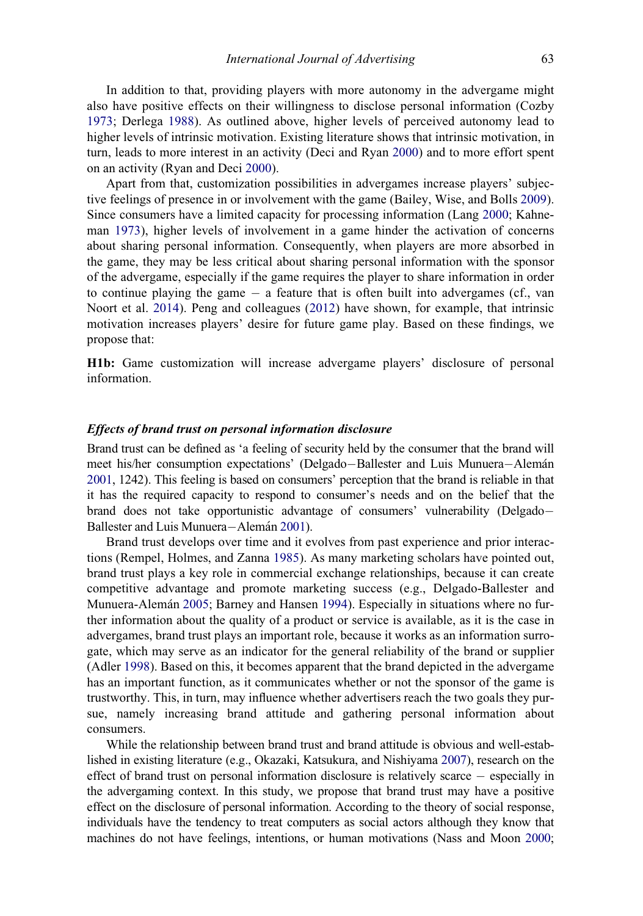In addition to that, providing players with more autonomy in the advergame might also have positive effects on their willingness to disclose personal information (Cozby 1973; Derlega 1988). As outlined above, higher levels of perceived autonomy lead to higher levels of intrinsic motivation. Existing literature shows that intrinsic motivation, in turn, leads to more interest in an activity (Deci and Ryan 2000) and to more effort spent on an activity (Ryan and Deci 2000).

Apart from that, customization possibilities in advergames increase players' subjective feelings of presence in or involvement with the game (Bailey, Wise, and Bolls 2009). Since consumers have a limited capacity for processing information (Lang 2000; Kahneman 1973), higher levels of involvement in a game hinder the activation of concerns about sharing personal information. Consequently, when players are more absorbed in the game, they may be less critical about sharing personal information with the sponsor of the advergame, especially if the game requires the player to share information in order to continue playing the game – a feature that is often built into advergames (cf., van Noort et al. 2014). Peng and colleagues (2012) have shown, for example, that intrinsic motivation increases players' desire for future game play. Based on these findings, we propose that:

**H1b:** Game customization will increase advergame players' disclosure of personal information.

### *Effects of brand trust on personal information disclosure*

Brand trust can be defined as 'a feeling of security held by the consumer that the brand will meet his/her consumption expectations' (Delgado–Ballester and Luis Munuera–Alemán 2001, 1242). This feeling is based on consumers' perception that the brand is reliable in that it has the required capacity to respond to consumer's needs and on the belief that the brand does not take opportunistic advantage of consumers' vulnerability (Delgado–Ballester and Luis Munuera–Alemán 2001).

Brand trust develops over time and it evolves from past experience and prior interactions (Rempel, Holmes, and Zanna 1985). As many marketing scholars have pointed out, brand trust plays a key role in commercial exchange relationships, because it can create competitive advantage and promote marketing success (e.g., Delgado-Ballester and Munuera-Alemán 2005; Barney and Hansen 1994). Especially in situations where no further information about the quality of a product or service is available, as it is the case in advergames, brand trust plays an important role, because it works as an information surrogate, which may serve as an indicator for the general reliability of the brand or supplier (Adler 1998). Based on this, it becomes apparent that the brand depicted in the advergame has an important function, as it communicates whether or not the sponsor of the game is trustworthy. This, in turn, may influence whether advertisers reach the two goals they pursue, namely increasing brand attitude and gathering personal information about consumers.

While the relationship between brand trust and brand attitude is obvious and well-established in existing literature (e.g., Okazaki, Katsukura, and Nishiyama 2007), research on the effect of brand trust on personal information disclosure is relatively scarce – especially in the advergaming context. In this study, we propose that brand trust may have a positive effect on the disclosure of personal information. According to the theory of social response, individuals have the tendency to treat computers as social actors although they know that machines do not have feelings, intentions, or human motivations (Nass and Moon 2000;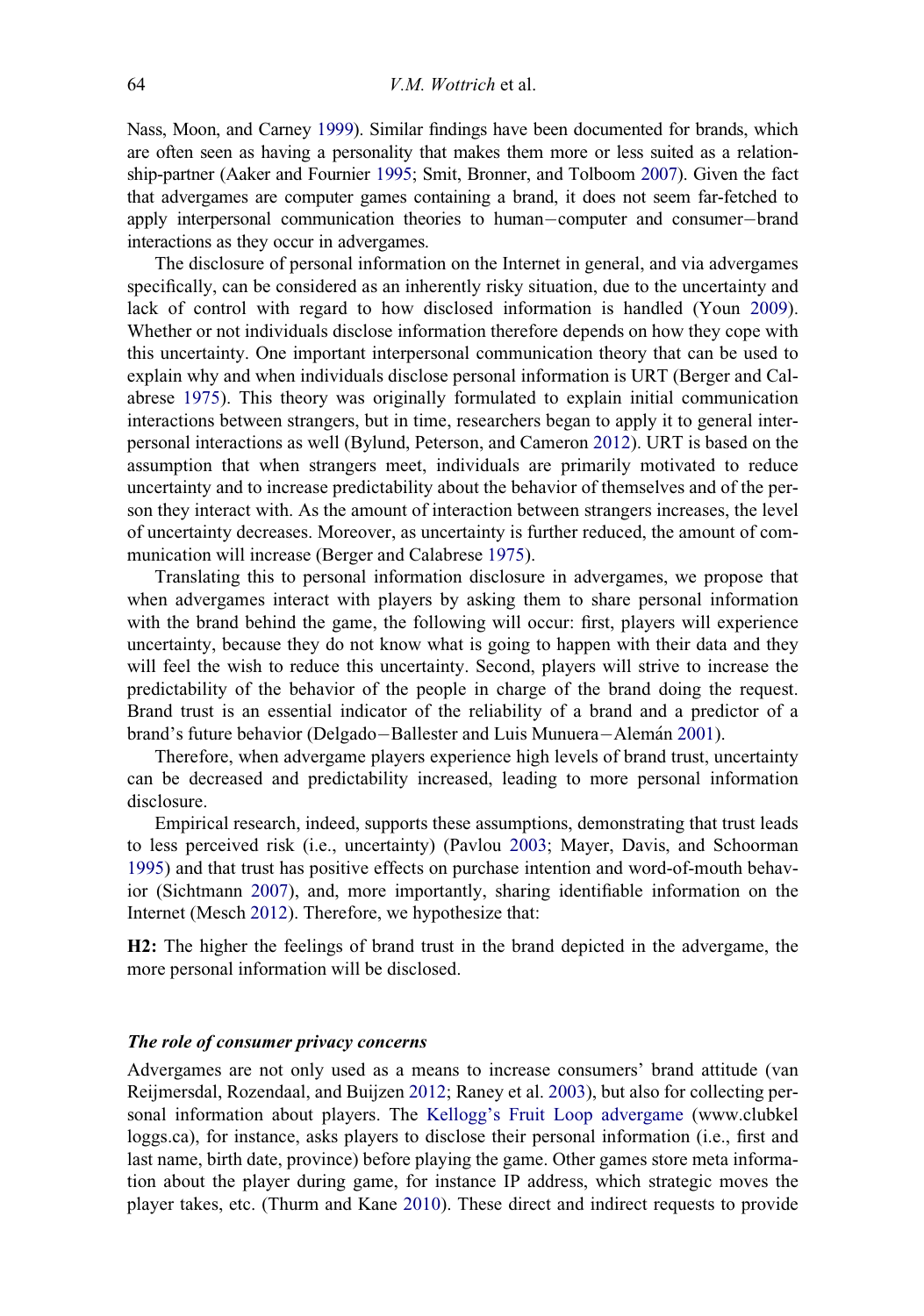Nass, Moon, and Carney 1999). Similar findings have been documented for brands, which are often seen as having a personality that makes them more or less suited as a relationship-partner (Aaker and Fournier 1995; Smit, Bronner, and Tolboom 2007). Given the fact that advergames are computer games containing a brand, it does not seem far-fetched to apply interpersonal communication theories to human−computer and consumer−brand interactions as they occur in advergames.

The disclosure of personal information on the Internet in general, and via advergames specifically, can be considered as an inherently risky situation, due to the uncertainty and lack of control with regard to how disclosed information is handled (Youn 2009). Whether or not individuals disclose information therefore depends on how they cope with this uncertainty. One important interpersonal communication theory that can be used to explain why and when individuals disclose personal information is URT (Berger and Calabrese 1975). This theory was originally formulated to explain initial communication interactions between strangers, but in time, researchers began to apply it to general interpersonal interactions as well (Bylund, Peterson, and Cameron 2012). URT is based on the assumption that when strangers meet, individuals are primarily motivated to reduce uncertainty and to increase predictability about the behavior of themselves and of the person they interact with. As the amount of interaction between strangers increases, the level of uncertainty decreases. Moreover, as uncertainty is further reduced, the amount of communication will increase (Berger and Calabrese 1975).

Translating this to personal information disclosure in advergames, we propose that when advergames interact with players by asking them to share personal information with the brand behind the game, the following will occur: first, players will experience uncertainty, because they do not know what is going to happen with their data and they will feel the wish to reduce this uncertainty. Second, players will strive to increase the predictability of the behavior of the people in charge of the brand doing the request. Brand trust is an essential indicator of the reliability of a brand and a predictor of a brand's future behavior (Delgado−Ballester and Luis Munuera−Alemán 2001).

Therefore, when advergame players experience high levels of brand trust, uncertainty can be decreased and predictability increased, leading to more personal information disclosure.

Empirical research, indeed, supports these assumptions, demonstrating that trust leads to less perceived risk (i.e., uncertainty) (Pavlou 2003; Mayer, Davis, and Schoorman 1995) and that trust has positive effects on purchase intention and word-of-mouth behavior (Sichtmann 2007), and, more importantly, sharing identifiable information on the Internet (Mesch 2012). Therefore, we hypothesize that:

**H2:** The higher the feelings of brand trust in the brand depicted in the advergame, the more personal information will be disclosed.

### *The role of consumer privacy concerns*

Advergames are not only used as a means to increase consumers' brand attitude (van Reijmersdal, Rozendaal, and Buijzen 2012; Raney et al. 2003), but also for collecting personal information about players. The Kellogg's Fruit Loop advergame (www.clubkelloggs.ca), for instance, asks players to disclose their personal information (i.e., first and last name, birth date, province) before playing the game. Other games store meta information about the player during game, for instance IP address, which strategic moves the player takes, etc. (Thurm and Kane 2010). These direct and indirect requests to provide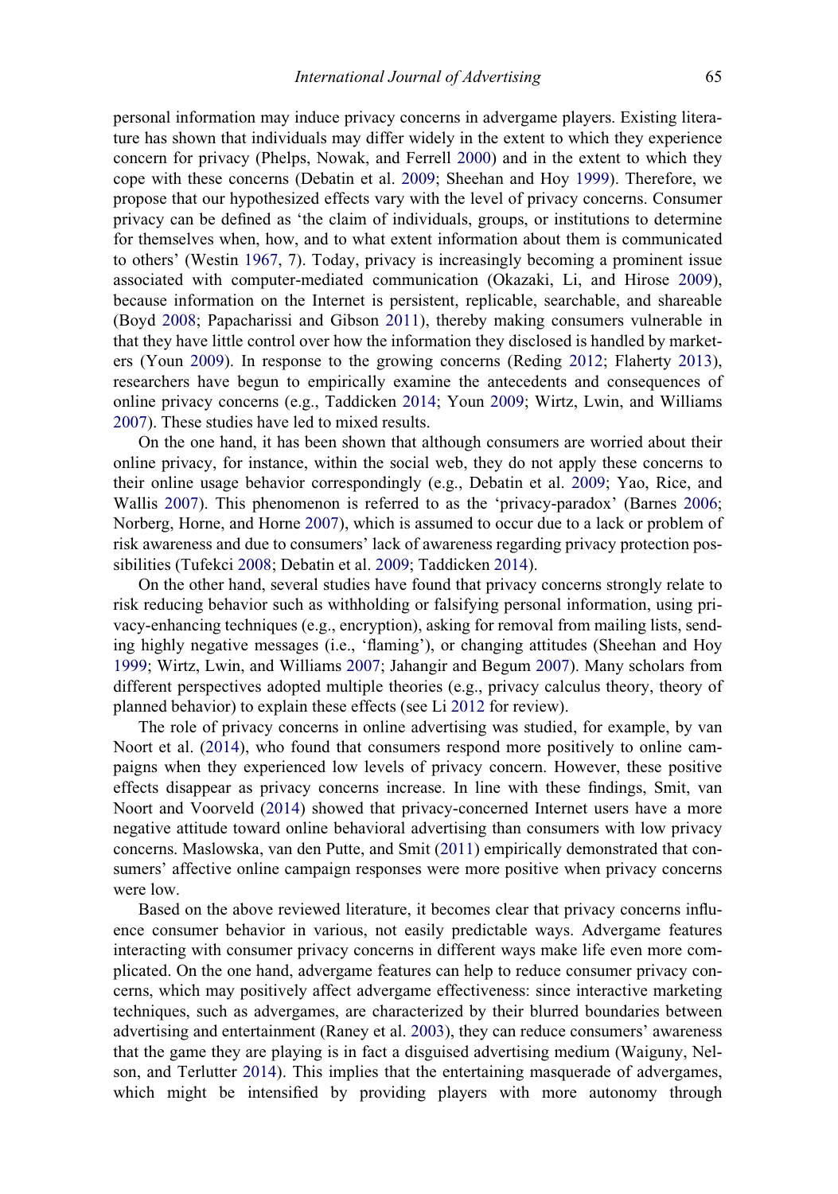personal information may induce privacy concerns in advergame players. Existing literature has shown that individuals may differ widely in the extent to which they experience concern for privacy (Phelps, Nowak, and Ferrell 2000) and in the extent to which they cope with these concerns (Debatin et al. 2009; Sheehan and Hoy 1999). Therefore, we propose that our hypothesized effects vary with the level of privacy concerns. Consumer privacy can be defined as 'the claim of individuals, groups, or institutions to determine for themselves when, how, and to what extent information about them is communicated to others' (Westin 1967, 7). Today, privacy is increasingly becoming a prominent issue associated with computer-mediated communication (Okazaki, Li, and Hirose 2009), because information on the Internet is persistent, replicable, searchable, and shareable (Boyd 2008; Papacharissi and Gibson 2011), thereby making consumers vulnerable in that they have little control over how the information they disclosed is handled by marketers (Youn 2009). In response to the growing concerns (Reding 2012; Flaherty 2013), researchers have begun to empirically examine the antecedents and consequences of online privacy concerns (e.g., Taddicken 2014; Youn 2009; Wirtz, Lwin, and Williams 2007). These studies have led to mixed results.

On the one hand, it has been shown that although consumers are worried about their online privacy, for instance, within the social web, they do not apply these concerns to their online usage behavior correspondingly (e.g., Debatin et al. 2009; Yao, Rice, and Wallis 2007). This phenomenon is referred to as the 'privacy-paradox' (Barnes 2006; Norberg, Horne, and Horne 2007), which is assumed to occur due to a lack or problem of risk awareness and due to consumers' lack of awareness regarding privacy protection possibilities (Tufekci 2008; Debatin et al. 2009; Taddicken 2014).

On the other hand, several studies have found that privacy concerns strongly relate to risk reducing behavior such as withholding or falsifying personal information, using privacy-enhancing techniques (e.g., encryption), asking for removal from mailing lists, sending highly negative messages (i.e., 'flaming'), or changing attitudes (Sheehan and Hoy 1999; Wirtz, Lwin, and Williams 2007; Jahangir and Begum 2007). Many scholars from different perspectives adopted multiple theories (e.g., privacy calculus theory, theory of planned behavior) to explain these effects (see Li 2012 for review).

The role of privacy concerns in online advertising was studied, for example, by van Noort et al. (2014), who found that consumers respond more positively to online campaigns when they experienced low levels of privacy concern. However, these positive effects disappear as privacy concerns increase. In line with these findings, Smit, van Noort and Voorveld (2014) showed that privacy-concerned Internet users have a more negative attitude toward online behavioral advertising than consumers with low privacy concerns. Maslowska, van den Putte, and Smit (2011) empirically demonstrated that consumers' affective online campaign responses were more positive when privacy concerns were low.

Based on the above reviewed literature, it becomes clear that privacy concerns influence consumer behavior in various, not easily predictable ways. Advergame features interacting with consumer privacy concerns in different ways make life even more complicated. On the one hand, advergame features can help to reduce consumer privacy concerns, which may positively affect advergame effectiveness: since interactive marketing techniques, such as advergames, are characterized by their blurred boundaries between advertising and entertainment (Raney et al. 2003), they can reduce consumers' awareness that the game they are playing is in fact a disguised advertising medium (Waiguny, Nelson, and Terlutter 2014). This implies that the entertaining masquerade of advergames, which might be intensified by providing players with more autonomy through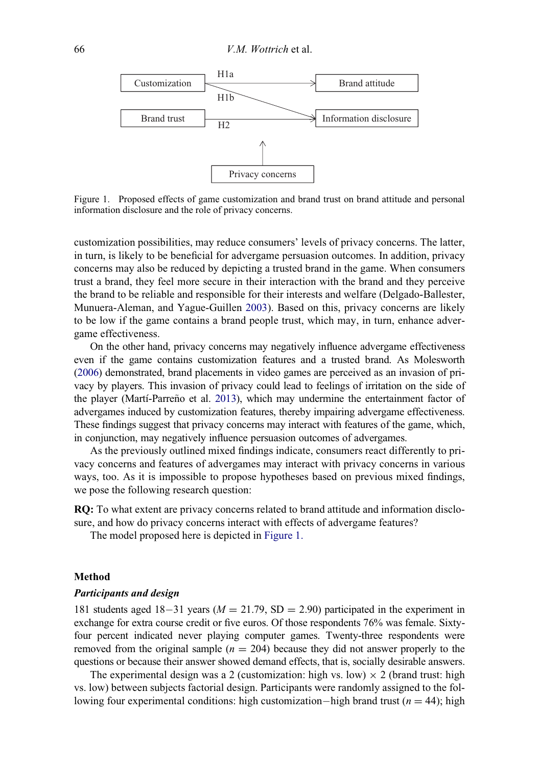Figure 1. Proposed effects of game customization and brand trust on brand attitude and personal information disclosure and the role of privacy concerns.

customization possibilities, may reduce consumers' levels of privacy concerns. The latter, in turn, is likely to be beneficial for advergame persuasion outcomes. In addition, privacy concerns may also be reduced by depicting a trusted brand in the game. When consumers trust a brand, they feel more secure in their interaction with the brand and they perceive the brand to be reliable and responsible for their interests and welfare (Delgado-Ballester, Munuera-Aleman, and Yague-Guillen 2003). Based on this, privacy concerns are likely to be low if the game contains a brand people trust, which may, in turn, enhance advergame effectiveness.

On the other hand, privacy concerns may negatively influence advergame effectiveness even if the game contains customization features and a trusted brand. As Molesworth (2006) demonstrated, brand placements in video games are perceived as an invasion of privacy by players. This invasion of privacy could lead to feelings of irritation on the side of the player (Martí-Parreño et al. 2013), which may undermine the entertainment factor of advergames induced by customization features, thereby impairing advergame effectiveness. These findings suggest that privacy concerns may interact with features of the game, which, in conjunction, may negatively influence persuasion outcomes of advergames.

As the previously outlined mixed findings indicate, consumers react differently to privacy concerns and features of advergames may interact with privacy concerns in various ways, too. As it is impossible to propose hypotheses based on previous mixed findings, we pose the following research question:

**RQ:** To what extent are privacy concerns related to brand attitude and information disclosure, and how do privacy concerns interact with effects of advergame features?

The model proposed here is depicted in Figure 1.

## Method

### *Participants and design*

181 students aged 18−31 years ($M = 21.79$, $SD = 2.90$) participated in the experiment in exchange for extra course credit or five euros. Of those respondents 76% was female. Sixty-four percent indicated never playing computer games. Twenty-three respondents were removed from the original sample ($n = 204$) because they did not answer properly to the questions or because their answer showed demand effects, that is, socially desirable answers.

The experimental design was a 2 (customization: high vs. low) × 2 (brand trust: high vs. low) between subjects factorial design. Participants were randomly assigned to the following four experimental conditions: high customization−high brand trust ($n = 44$); high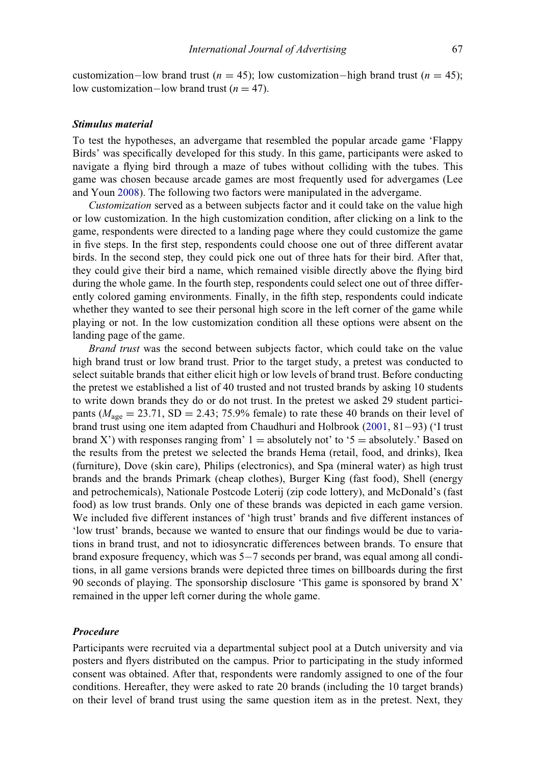customization−low brand trust ($n = 45$); low customization−high brand trust ($n = 45$); low customization−low brand trust ($n = 47$).

### *Stimulus material*

To test the hypotheses, an advergame that resembled the popular arcade game 'Flappy Birds' was specifically developed for this study. In this game, participants were asked to navigate a flying bird through a maze of tubes without colliding with the tubes. This game was chosen because arcade games are most frequently used for advergames (Lee and Youn 2008). The following two factors were manipulated in the advergame.

*Customization* served as a between subjects factor and it could take on the value high or low customization. In the high customization condition, after clicking on a link to the game, respondents were directed to a landing page where they could customize the game in five steps. In the first step, respondents could choose one out of three different avatar birds. In the second step, they could pick one out of three hats for their bird. After that, they could give their bird a name, which remained visible directly above the flying bird during the whole game. In the fourth step, respondents could select one out of three differently colored gaming environments. Finally, in the fifth step, respondents could indicate whether they wanted to see their personal high score in the left corner of the game while playing or not. In the low customization condition all these options were absent on the landing page of the game.

*Brand trust* was the second between subjects factor, which could take on the value high brand trust or low brand trust. Prior to the target study, a pretest was conducted to select suitable brands that either elicit high or low levels of brand trust. Before conducting the pretest we established a list of 40 trusted and not trusted brands by asking 10 students to write down brands they do or do not trust. In the pretest we asked 29 student participants ($M_{age} = 23.71$, SD = 2.43; 75.9% female) to rate these 40 brands on their level of brand trust using one item adapted from Chaudhuri and Holbrook (2001, 81−93) ('I trust brand X') with responses ranging from' 1 = absolutely not' to '5 = absolutely.' Based on the results from the pretest we selected the brands Hema (retail, food, and drinks), Ikea (furniture), Dove (skin care), Philips (electronics), and Spa (mineral water) as high trust brands and the brands Primark (cheap clothes), Burger King (fast food), Shell (energy and petrochemicals), Nationale Postcode Loterij (zip code lottery), and McDonald's (fast food) as low trust brands. Only one of these brands was depicted in each game version. We included five different instances of 'high trust' brands and five different instances of 'low trust' brands, because we wanted to ensure that our findings would be due to variations in brand trust, and not to idiosyncratic differences between brands. To ensure that brand exposure frequency, which was 5−7 seconds per brand, was equal among all conditions, in all game versions brands were depicted three times on billboards during the first 90 seconds of playing. The sponsorship disclosure 'This game is sponsored by brand X' remained in the upper left corner during the whole game.

### *Procedure*

Participants were recruited via a departmental subject pool at a Dutch university and via posters and flyers distributed on the campus. Prior to participating in the study informed consent was obtained. After that, respondents were randomly assigned to one of the four conditions. Hereafter, they were asked to rate 20 brands (including the 10 target brands) on their level of brand trust using the same question item as in the pretest. Next, they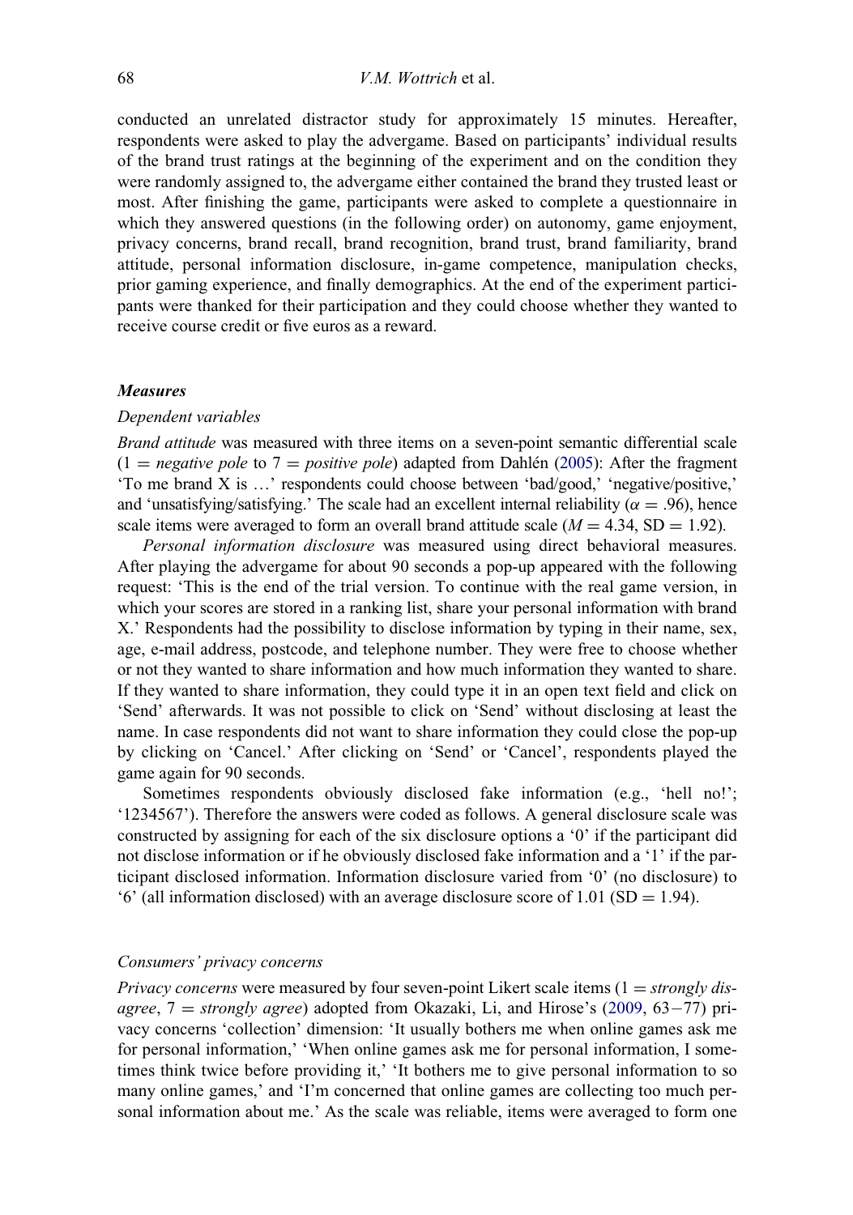conducted an unrelated distractor study for approximately 15 minutes. Hereafter, respondents were asked to play the advergame. Based on participants' individual results of the brand trust ratings at the beginning of the experiment and on the condition they were randomly assigned to, the advergame either contained the brand they trusted least or most. After finishing the game, participants were asked to complete a questionnaire in which they answered questions (in the following order) on autonomy, game enjoyment, privacy concerns, brand recall, brand recognition, brand trust, brand familiarity, brand attitude, personal information disclosure, in-game competence, manipulation checks, prior gaming experience, and finally demographics. At the end of the experiment participants were thanked for their participation and they could choose whether they wanted to receive course credit or five euros as a reward.

### Measures

#### Dependent variables

*Brand attitude* was measured with three items on a seven-point semantic differential scale (1 = *negative pole* to 7 = *positive pole*) adapted from Dahlén (2005): After the fragment 'To me brand X is …' respondents could choose between 'bad/good,' 'negative/positive,' and 'unsatisfying/satisfying.' The scale had an excellent internal reliability ($\alpha = .96$), hence scale items were averaged to form an overall brand attitude scale ($M = 4.34$, $SD = 1.92$).

*Personal information disclosure* was measured using direct behavioral measures. After playing the advergame for about 90 seconds a pop-up appeared with the following request: 'This is the end of the trial version. To continue with the real game version, in which your scores are stored in a ranking list, share your personal information with brand X.' Respondents had the possibility to disclose information by typing in their name, sex, age, e-mail address, postcode, and telephone number. They were free to choose whether or not they wanted to share information and how much information they wanted to share. If they wanted to share information, they could type it in an open text field and click on 'Send' afterwards. It was not possible to click on 'Send' without disclosing at least the name. In case respondents did not want to share information they could close the pop-up by clicking on 'Cancel.' After clicking on 'Send' or 'Cancel', respondents played the game again for 90 seconds.

Sometimes respondents obviously disclosed fake information (e.g., 'hell no!'; '1234567'). Therefore the answers were coded as follows. A general disclosure scale was constructed by assigning for each of the six disclosure options a '0' if the participant did not disclose information or if he obviously disclosed fake information and a '1' if the participant disclosed information. Information disclosure varied from '0' (no disclosure) to '6' (all information disclosed) with an average disclosure score of 1.01 ($SD = 1.94$).

#### Consumers' privacy concerns

*Privacy concerns* were measured by four seven-point Likert scale items (1 = *strongly disagree*, 7 = *strongly agree*) adopted from Okazaki, Li, and Hirose's (2009, 63−77) privacy concerns 'collection' dimension: 'It usually bothers me when online games ask me for personal information,' 'When online games ask me for personal information, I sometimes think twice before providing it,' 'It bothers me to give personal information to so many online games,' and 'I'm concerned that online games are collecting too much personal information about me.' As the scale was reliable, items were averaged to form one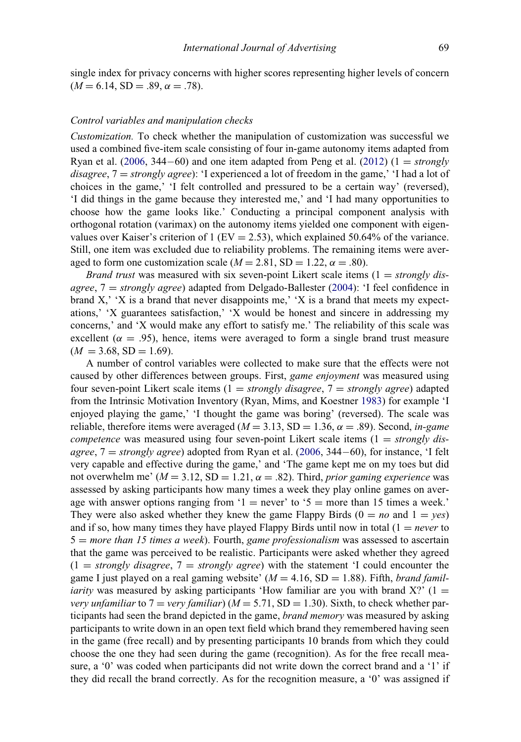single index for privacy concerns with higher scores representing higher levels of concern ($M = 6.14$, $SD = .89$, $\alpha = .78$).

### *Control variables and manipulation checks*

*Customization.* To check whether the manipulation of customization was successful we used a combined five-item scale consisting of four in-game autonomy items adapted from Ryan et al. (2006, 344−60) and one item adapted from Peng et al. (2012) (1 = *strongly disagree*, 7 = *strongly agree*): 'I experienced a lot of freedom in the game,' 'I had a lot of choices in the game,' 'I felt controlled and pressured to be a certain way' (reversed), 'I did things in the game because they interested me,' and 'I had many opportunities to choose how the game looks like.' Conducting a principal component analysis with orthogonal rotation (varimax) on the autonomy items yielded one component with eigenvalues over Kaiser's criterion of 1 ($EV = 2.53$), which explained 50.64% of the variance. Still, one item was excluded due to reliability problems. The remaining items were averaged to form one customization scale ($M = 2.81$, $SD = 1.22$, $\alpha = .80$).

*Brand trust* was measured with six seven-point Likert scale items (1 = *strongly disagree*, 7 = *strongly agree*) adapted from Delgado-Ballester (2004): 'I feel confidence in brand X,' 'X is a brand that never disappoints me,' 'X is a brand that meets my expectations,' 'X guarantees satisfaction,' 'X would be honest and sincere in addressing my concerns,' and 'X would make any effort to satisfy me.' The reliability of this scale was excellent ($\alpha = .95$), hence, items were averaged to form a single brand trust measure ($M = 3.68$, $SD = 1.69$).

A number of control variables were collected to make sure that the effects were not caused by other differences between groups. First, *game enjoyment* was measured using four seven-point Likert scale items (1 = *strongly disagree*, 7 = *strongly agree*) adapted from the Intrinsic Motivation Inventory (Ryan, Mims, and Koestner 1983) for example 'I enjoyed playing the game,' 'I thought the game was boring' (reversed). The scale was reliable, therefore items were averaged ($M = 3.13$, $SD = 1.36$, $\alpha = .89$). Second, *in-game competence* was measured using four seven-point Likert scale items (1 = *strongly disagree*, 7 = *strongly agree*) adapted from Ryan et al. (2006, 344−60), for instance, 'I felt very capable and effective during the game,' and 'The game kept me on my toes but did not overwhelm me' ($M = 3.12$, $SD = 1.21$, $\alpha = .82$). Third, *prior gaming experience* was assessed by asking participants how many times a week they play online games on average with answer options ranging from '1 = never' to '5 = more than 15 times a week.' They were also asked whether they knew the game Flappy Birds (0 = *no* and 1 = *yes*) and if so, how many times they have played Flappy Birds until now in total (1 = *never* to 5 = *more than 15 times a week*). Fourth, *game professionalism* was assessed to ascertain that the game was perceived to be realistic. Participants were asked whether they agreed (1 = *strongly disagree*, 7 = *strongly agree*) with the statement 'I could encounter the game I just played on a real gaming website' ($M = 4.16$, $SD = 1.88$). Fifth, *brand familiarity* was measured by asking participants 'How familiar are you with brand X?' (1 = *very unfamiliar* to 7 = *very familiar*) ($M = 5.71$, $SD = 1.30$). Sixth, to check whether participants had seen the brand depicted in the game, *brand memory* was measured by asking participants to write down in an open text field which brand they remembered having seen in the game (free recall) and by presenting participants 10 brands from which they could choose the one they had seen during the game (recognition). As for the free recall measure, a '0' was coded when participants did not write down the correct brand and a '1' if they did recall the brand correctly. As for the recognition measure, a '0' was assigned if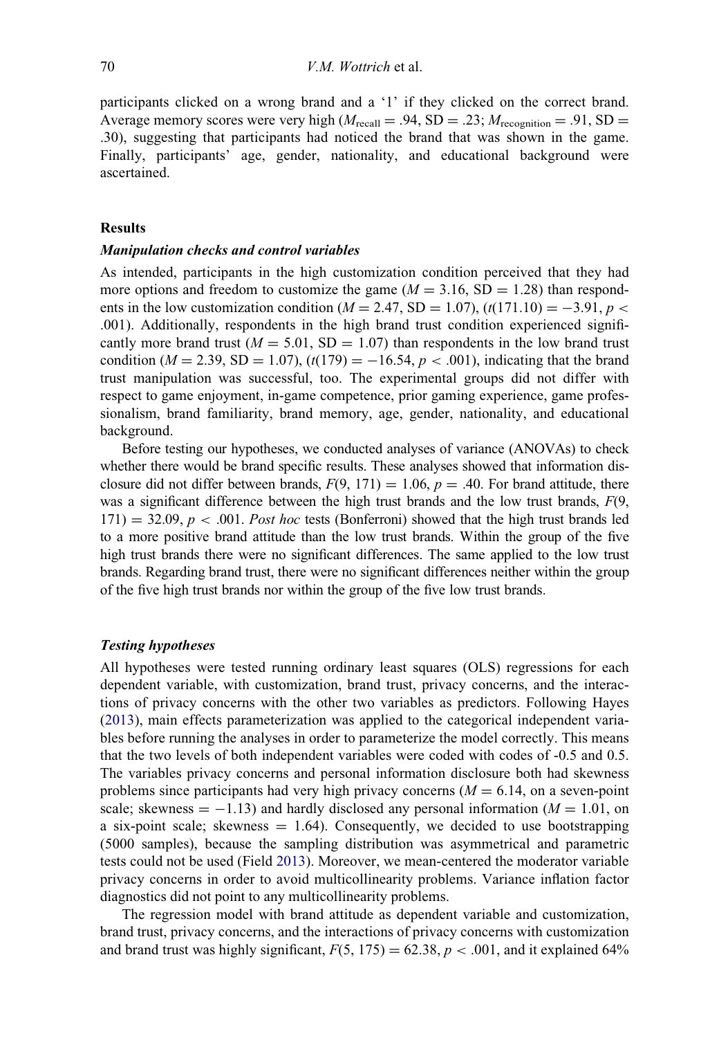participants clicked on a wrong brand and a '1' if they clicked on the correct brand. Average memory scores were very high ($M_{\text{recall}} = .94$, SD = .23; $M_{\text{recognition}} = .91$, SD = .30), suggesting that participants had noticed the brand that was shown in the game. Finally, participants' age, gender, nationality, and educational background were ascertained.

## Results

### *Manipulation checks and control variables*

As intended, participants in the high customization condition perceived that they had more options and freedom to customize the game ($M = 3.16$, SD = 1.28) than respondents in the low customization condition ($M = 2.47$, SD = 1.07), ($t(171.10) = -3.91$, $p < .001$). Additionally, respondents in the high brand trust condition experienced significantly more brand trust ($M = 5.01$, SD = 1.07) than respondents in the low brand trust condition ($M = 2.39$, SD = 1.07), ($t(179) = -16.54$, $p < .001$), indicating that the brand trust manipulation was successful, too. The experimental groups did not differ with respect to game enjoyment, in-game competence, prior gaming experience, game professionalism, brand familiarity, brand memory, age, gender, nationality, and educational background.

Before testing our hypotheses, we conducted analyses of variance (ANOVAs) to check whether there would be brand specific results. These analyses showed that information disclosure did not differ between brands, $F(9, 171) = 1.06$, $p = .40$. For brand attitude, there was a significant difference between the high trust brands and the low trust brands, $F(9, 171) = 32.09$, $p < .001$. *Post hoc* tests (Bonferroni) showed that the high trust brands led to a more positive brand attitude than the low trust brands. Within the group of the five high trust brands there were no significant differences. The same applied to the low trust brands. Regarding brand trust, there were no significant differences neither within the group of the five high trust brands nor within the group of the five low trust brands.

### *Testing hypotheses*

All hypotheses were tested running ordinary least squares (OLS) regressions for each dependent variable, with customization, brand trust, privacy concerns, and the interactions of privacy concerns with the other two variables as predictors. Following Hayes (2013), main effects parameterization was applied to the categorical independent variables before running the analyses in order to parameterize the model correctly. This means that the two levels of both independent variables were coded with codes of -0.5 and 0.5. The variables privacy concerns and personal information disclosure both had skewness problems since participants had very high privacy concerns ($M = 6.14$, on a seven-point scale; skewness = $-1.13$) and hardly disclosed any personal information ($M = 1.01$, on a six-point scale; skewness = 1.64). Consequently, we decided to use bootstrapping (5000 samples), because the sampling distribution was asymmetrical and parametric tests could not be used (Field 2013). Moreover, we mean-centered the moderator variable privacy concerns in order to avoid multicollinearity problems. Variance inflation factor diagnostics did not point to any multicollinearity problems.

The regression model with brand attitude as dependent variable and customization, brand trust, privacy concerns, and the interactions of privacy concerns with customization and brand trust was highly significant, $F(5, 175) = 62.38$, $p < .001$, and it explained 64%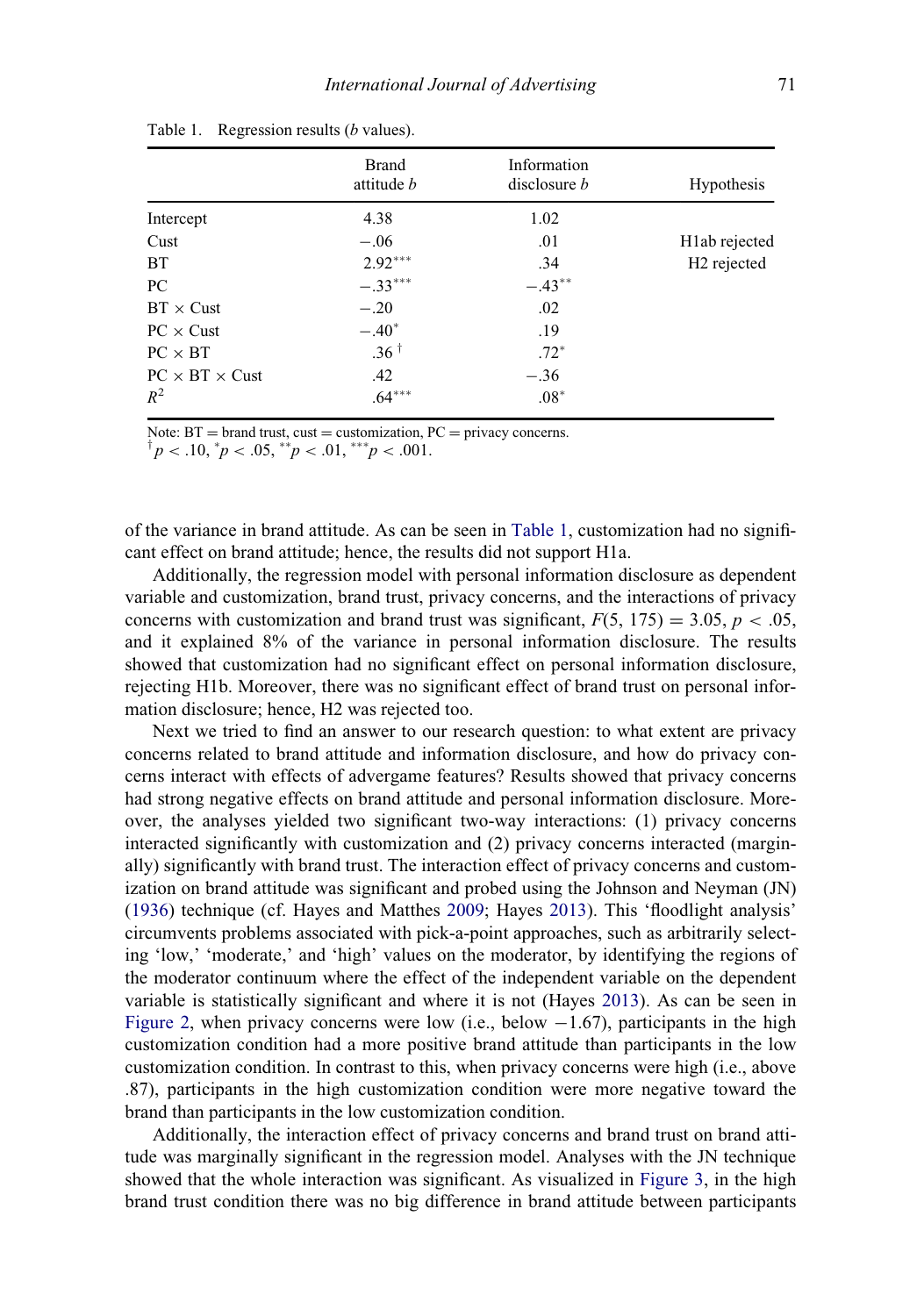Table 1. Regression results (*b* values).

| | Brand attitude *b* | Information disclosure *b* | Hypothesis |
|---|---|---|---|
| Intercept | 4.38 | 1.02 | |
| Cust | −.06 | .01 | H1ab rejected |
| BT | 2.92*** | .34 | H2 rejected |
| PC | −.33*** | −.43** | |
| BT × Cust | −.20 | .02 | |
| PC × Cust | −.40* | .19 | |
| PC × BT | .36 † | .72* | |
| PC × BT × Cust | .42 | −.36 | |
| $R^2$ | .64*** | .08* | |

Note: BT = brand trust, cust = customization, PC = privacy concerns.
† $p < .10$, * $p < .05$, ** $p < .01$, *** $p < .001$.

of the variance in brand attitude. As can be seen in Table 1, customization had no significant effect on brand attitude; hence, the results did not support H1a.

Additionally, the regression model with personal information disclosure as dependent variable and customization, brand trust, privacy concerns, and the interactions of privacy concerns with customization and brand trust was significant, $F(5, 175) = 3.05$, $p < .05$, and it explained 8% of the variance in personal information disclosure. The results showed that customization had no significant effect on personal information disclosure, rejecting H1b. Moreover, there was no significant effect of brand trust on personal information disclosure; hence, H2 was rejected too.

Next we tried to find an answer to our research question: to what extent are privacy concerns related to brand attitude and information disclosure, and how do privacy concerns interact with effects of advergame features? Results showed that privacy concerns had strong negative effects on brand attitude and personal information disclosure. Moreover, the analyses yielded two significant two-way interactions: (1) privacy concerns interacted significantly with customization and (2) privacy concerns interacted (marginally) significantly with brand trust. The interaction effect of privacy concerns and customization on brand attitude was significant and probed using the Johnson and Neyman (JN) (1936) technique (cf. Hayes and Matthes 2009; Hayes 2013). This 'floodlight analysis' circumvents problems associated with pick-a-point approaches, such as arbitrarily selecting 'low,' 'moderate,' and 'high' values on the moderator, by identifying the regions of the moderator continuum where the effect of the independent variable on the dependent variable is statistically significant and where it is not (Hayes 2013). As can be seen in Figure 2, when privacy concerns were low (i.e., below −1.67), participants in the high customization condition had a more positive brand attitude than participants in the low customization condition. In contrast to this, when privacy concerns were high (i.e., above .87), participants in the high customization condition were more negative toward the brand than participants in the low customization condition.

Additionally, the interaction effect of privacy concerns and brand trust on brand attitude was marginally significant in the regression model. Analyses with the JN technique showed that the whole interaction was significant. As visualized in Figure 3, in the high brand trust condition there was no big difference in brand attitude between participants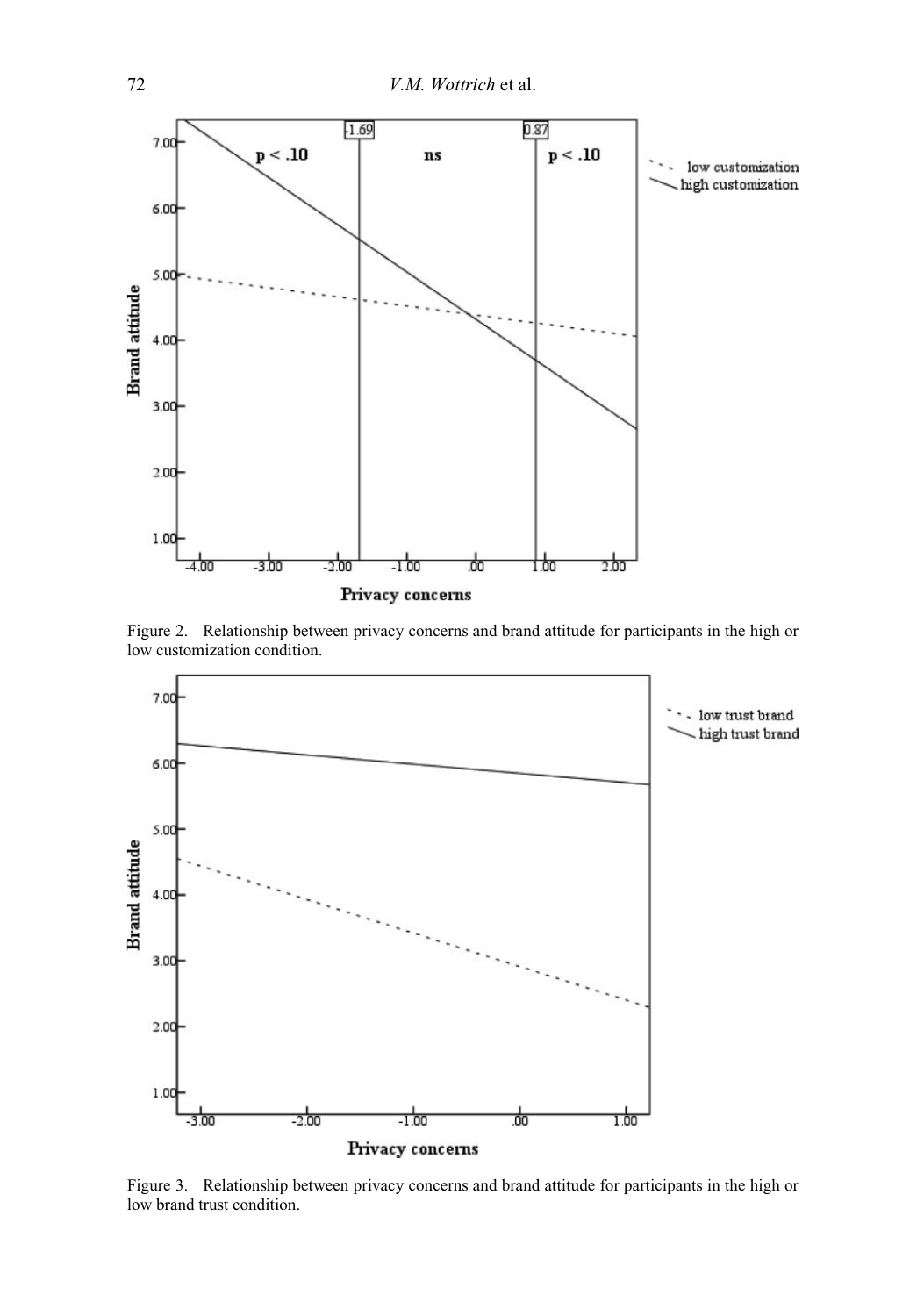Figure 2. Relationship between privacy concerns and brand attitude for participants in the high or low customization condition.

Figure 3. Relationship between privacy concerns and brand attitude for participants in the high or low brand trust condition.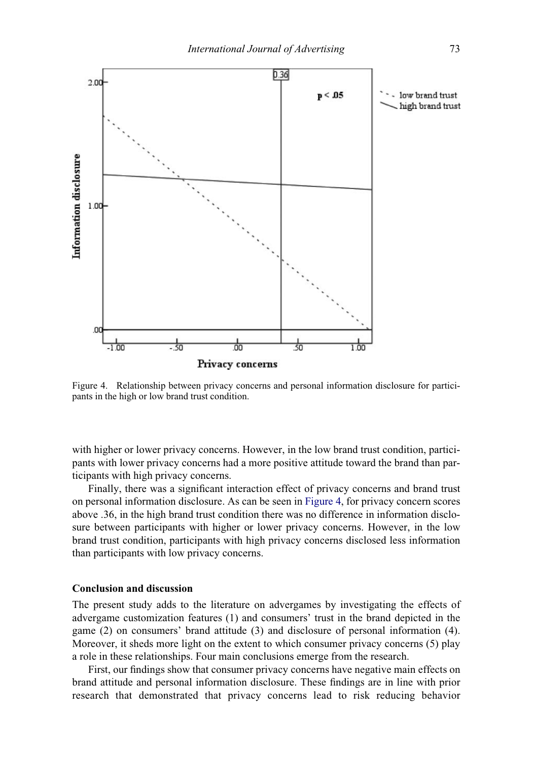Figure 4. Relationship between privacy concerns and personal information disclosure for participants in the high or low brand trust condition.

with higher or lower privacy concerns. However, in the low brand trust condition, participants with lower privacy concerns had a more positive attitude toward the brand than participants with high privacy concerns.

Finally, there was a significant interaction effect of privacy concerns and brand trust on personal information disclosure. As can be seen in Figure 4, for privacy concern scores above .36, in the high brand trust condition there was no difference in information disclosure between participants with higher or lower privacy concerns. However, in the low brand trust condition, participants with high privacy concerns disclosed less information than participants with low privacy concerns.

### Conclusion and discussion

The present study adds to the literature on advergames by investigating the effects of advergame customization features (1) and consumers' trust in the brand depicted in the game (2) on consumers' brand attitude (3) and disclosure of personal information (4). Moreover, it sheds more light on the extent to which consumer privacy concerns (5) play a role in these relationships. Four main conclusions emerge from the research.

First, our findings show that consumer privacy concerns have negative main effects on brand attitude and personal information disclosure. These findings are in line with prior research that demonstrated that privacy concerns lead to risk reducing behavior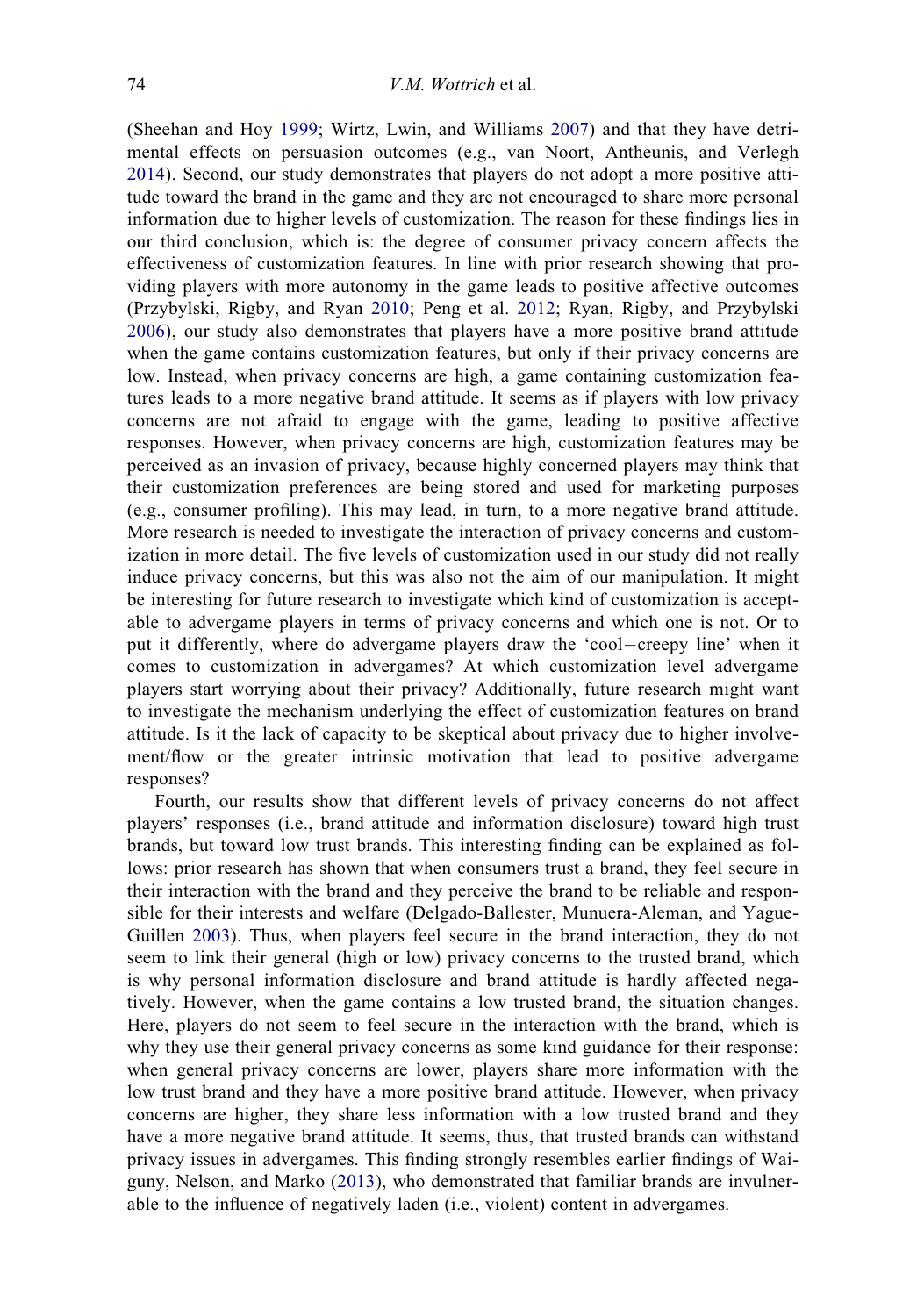(Sheehan and Hoy 1999; Wirtz, Lwin, and Williams 2007) and that they have detrimental effects on persuasion outcomes (e.g., van Noort, Antheunis, and Verlegh 2014). Second, our study demonstrates that players do not adopt a more positive attitude toward the brand in the game and they are not encouraged to share more personal information due to higher levels of customization. The reason for these findings lies in our third conclusion, which is: the degree of consumer privacy concern affects the effectiveness of customization features. In line with prior research showing that providing players with more autonomy in the game leads to positive affective outcomes (Przybylski, Rigby, and Ryan 2010; Peng et al. 2012; Ryan, Rigby, and Przybylski 2006), our study also demonstrates that players have a more positive brand attitude when the game contains customization features, but only if their privacy concerns are low. Instead, when privacy concerns are high, a game containing customization features leads to a more negative brand attitude. It seems as if players with low privacy concerns are not afraid to engage with the game, leading to positive affective responses. However, when privacy concerns are high, customization features may be perceived as an invasion of privacy, because highly concerned players may think that their customization preferences are being stored and used for marketing purposes (e.g., consumer profiling). This may lead, in turn, to a more negative brand attitude. More research is needed to investigate the interaction of privacy concerns and customization in more detail. The five levels of customization used in our study did not really induce privacy concerns, but this was also not the aim of our manipulation. It might be interesting for future research to investigate which kind of customization is acceptable to advergame players in terms of privacy concerns and which one is not. Or to put it differently, where do advergame players draw the 'cool−creepy line' when it comes to customization in advergames? At which customization level advergame players start worrying about their privacy? Additionally, future research might want to investigate the mechanism underlying the effect of customization features on brand attitude. Is it the lack of capacity to be skeptical about privacy due to higher involvement/flow or the greater intrinsic motivation that lead to positive advergame responses?

Fourth, our results show that different levels of privacy concerns do not affect players' responses (i.e., brand attitude and information disclosure) toward high trust brands, but toward low trust brands. This interesting finding can be explained as follows: prior research has shown that when consumers trust a brand, they feel secure in their interaction with the brand and they perceive the brand to be reliable and responsible for their interests and welfare (Delgado-Ballester, Munuera-Aleman, and Yague-Guillen 2003). Thus, when players feel secure in the brand interaction, they do not seem to link their general (high or low) privacy concerns to the trusted brand, which is why personal information disclosure and brand attitude is hardly affected negatively. However, when the game contains a low trusted brand, the situation changes. Here, players do not seem to feel secure in the interaction with the brand, which is why they use their general privacy concerns as some kind guidance for their response: when general privacy concerns are lower, players share more information with the low trust brand and they have a more positive brand attitude. However, when privacy concerns are higher, they share less information with a low trusted brand and they have a more negative brand attitude. It seems, thus, that trusted brands can withstand privacy issues in advergames. This finding strongly resembles earlier findings of Waiguny, Nelson, and Marko (2013), who demonstrated that familiar brands are invulnerable to the influence of negatively laden (i.e., violent) content in advergames.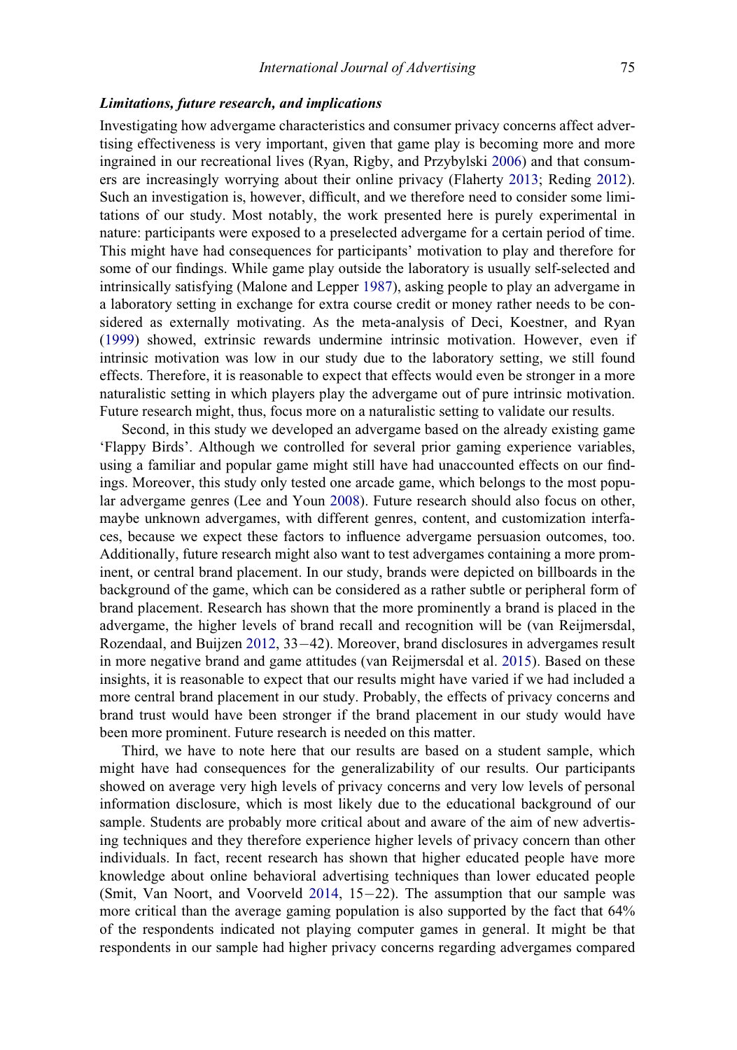### *Limitations, future research, and implications*

Investigating how advergame characteristics and consumer privacy concerns affect advertising effectiveness is very important, given that game play is becoming more and more ingrained in our recreational lives (Ryan, Rigby, and Przybylski 2006) and that consumers are increasingly worrying about their online privacy (Flaherty 2013; Reding 2012). Such an investigation is, however, difficult, and we therefore need to consider some limitations of our study. Most notably, the work presented here is purely experimental in nature: participants were exposed to a preselected advergame for a certain period of time. This might have had consequences for participants' motivation to play and therefore for some of our findings. While game play outside the laboratory is usually self-selected and intrinsically satisfying (Malone and Lepper 1987), asking people to play an advergame in a laboratory setting in exchange for extra course credit or money rather needs to be considered as externally motivating. As the meta-analysis of Deci, Koestner, and Ryan (1999) showed, extrinsic rewards undermine intrinsic motivation. However, even if intrinsic motivation was low in our study due to the laboratory setting, we still found effects. Therefore, it is reasonable to expect that effects would even be stronger in a more naturalistic setting in which players play the advergame out of pure intrinsic motivation. Future research might, thus, focus more on a naturalistic setting to validate our results.

Second, in this study we developed an advergame based on the already existing game 'Flappy Birds'. Although we controlled for several prior gaming experience variables, using a familiar and popular game might still have had unaccounted effects on our findings. Moreover, this study only tested one arcade game, which belongs to the most popular advergame genres (Lee and Youn 2008). Future research should also focus on other, maybe unknown advergames, with different genres, content, and customization interfaces, because we expect these factors to influence advergame persuasion outcomes, too. Additionally, future research might also want to test advergames containing a more prominent, or central brand placement. In our study, brands were depicted on billboards in the background of the game, which can be considered as a rather subtle or peripheral form of brand placement. Research has shown that the more prominently a brand is placed in the advergame, the higher levels of brand recall and recognition will be (van Reijmersdal, Rozendaal, and Buijzen 2012, 33−42). Moreover, brand disclosures in advergames result in more negative brand and game attitudes (van Reijmersdal et al. 2015). Based on these insights, it is reasonable to expect that our results might have varied if we had included a more central brand placement in our study. Probably, the effects of privacy concerns and brand trust would have been stronger if the brand placement in our study would have been more prominent. Future research is needed on this matter.

Third, we have to note here that our results are based on a student sample, which might have had consequences for the generalizability of our results. Our participants showed on average very high levels of privacy concerns and very low levels of personal information disclosure, which is most likely due to the educational background of our sample. Students are probably more critical about and aware of the aim of new advertising techniques and they therefore experience higher levels of privacy concern than other individuals. In fact, recent research has shown that higher educated people have more knowledge about online behavioral advertising techniques than lower educated people (Smit, Van Noort, and Voorveld 2014, 15−22). The assumption that our sample was more critical than the average gaming population is also supported by the fact that 64% of the respondents indicated not playing computer games in general. It might be that respondents in our sample had higher privacy concerns regarding advergames compared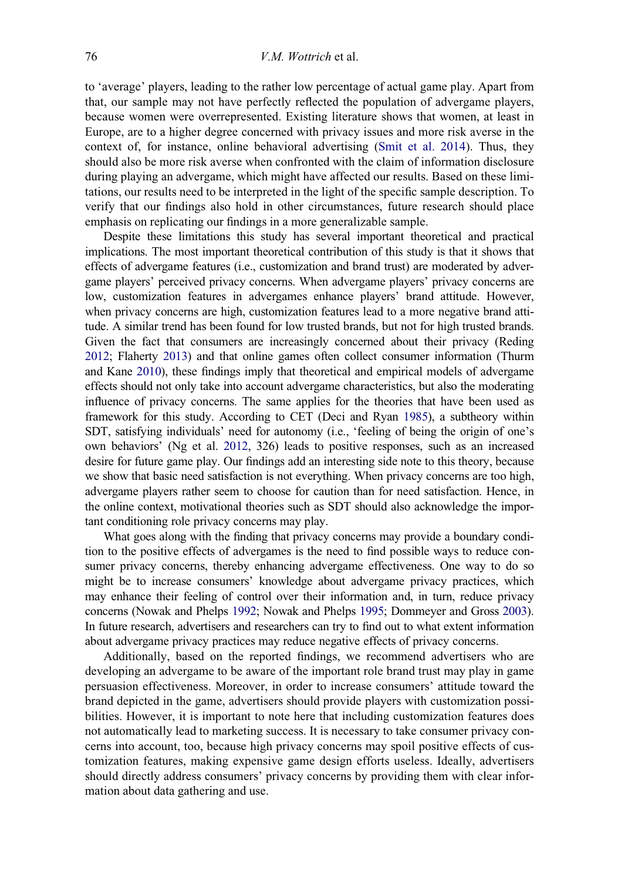to 'average' players, leading to the rather low percentage of actual game play. Apart from that, our sample may not have perfectly reflected the population of advergame players, because women were overrepresented. Existing literature shows that women, at least in Europe, are to a higher degree concerned with privacy issues and more risk averse in the context of, for instance, online behavioral advertising (Smit et al. 2014). Thus, they should also be more risk averse when confronted with the claim of information disclosure during playing an advergame, which might have affected our results. Based on these limitations, our results need to be interpreted in the light of the specific sample description. To verify that our findings also hold in other circumstances, future research should place emphasis on replicating our findings in a more generalizable sample.

Despite these limitations this study has several important theoretical and practical implications. The most important theoretical contribution of this study is that it shows that effects of advergame features (i.e., customization and brand trust) are moderated by advergame players' perceived privacy concerns. When advergame players' privacy concerns are low, customization features in advergames enhance players' brand attitude. However, when privacy concerns are high, customization features lead to a more negative brand attitude. A similar trend has been found for low trusted brands, but not for high trusted brands. Given the fact that consumers are increasingly concerned about their privacy (Reding 2012; Flaherty 2013) and that online games often collect consumer information (Thurm and Kane 2010), these findings imply that theoretical and empirical models of advergame effects should not only take into account advergame characteristics, but also the moderating influence of privacy concerns. The same applies for the theories that have been used as framework for this study. According to CET (Deci and Ryan 1985), a subtheory within SDT, satisfying individuals' need for autonomy (i.e., 'feeling of being the origin of one's own behaviors' (Ng et al. 2012, 326) leads to positive responses, such as an increased desire for future game play. Our findings add an interesting side note to this theory, because we show that basic need satisfaction is not everything. When privacy concerns are too high, advergame players rather seem to choose for caution than for need satisfaction. Hence, in the online context, motivational theories such as SDT should also acknowledge the important conditioning role privacy concerns may play.

What goes along with the finding that privacy concerns may provide a boundary condition to the positive effects of advergames is the need to find possible ways to reduce consumer privacy concerns, thereby enhancing advergame effectiveness. One way to do so might be to increase consumers' knowledge about advergame privacy practices, which may enhance their feeling of control over their information and, in turn, reduce privacy concerns (Nowak and Phelps 1992; Nowak and Phelps 1995; Dommeyer and Gross 2003). In future research, advertisers and researchers can try to find out to what extent information about advergame privacy practices may reduce negative effects of privacy concerns.

Additionally, based on the reported findings, we recommend advertisers who are developing an advergame to be aware of the important role brand trust may play in game persuasion effectiveness. Moreover, in order to increase consumers' attitude toward the brand depicted in the game, advertisers should provide players with customization possibilities. However, it is important to note here that including customization features does not automatically lead to marketing success. It is necessary to take consumer privacy concerns into account, too, because high privacy concerns may spoil positive effects of customization features, making expensive game design efforts useless. Ideally, advertisers should directly address consumers' privacy concerns by providing them with clear information about data gathering and use.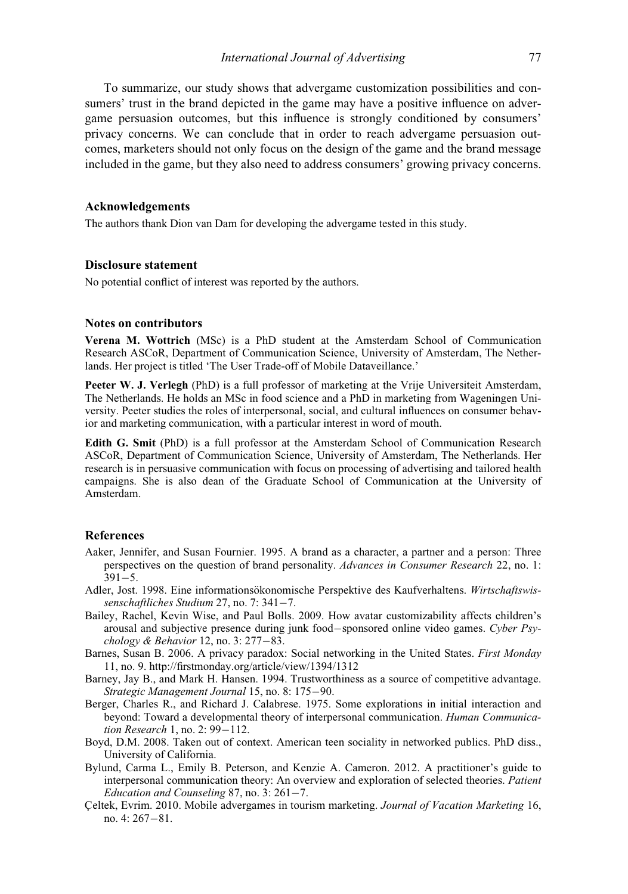To summarize, our study shows that advergame customization possibilities and consumers' trust in the brand depicted in the game may have a positive influence on advergame persuasion outcomes, but this influence is strongly conditioned by consumers' privacy concerns. We can conclude that in order to reach advergame persuasion outcomes, marketers should not only focus on the design of the game and the brand message included in the game, but they also need to address consumers' growing privacy concerns.

## Acknowledgements

The authors thank Dion van Dam for developing the advergame tested in this study.

## Disclosure statement

No potential conflict of interest was reported by the authors.

## Notes on contributors

**Verena M. Wottrich** (MSc) is a PhD student at the Amsterdam School of Communication Research ASCoR, Department of Communication Science, University of Amsterdam, The Netherlands. Her project is titled 'The User Trade-off of Mobile Dataveillance.'

**Peeter W. J. Verlegh** (PhD) is a full professor of marketing at the Vrije Universiteit Amsterdam, The Netherlands. He holds an MSc in food science and a PhD in marketing from Wageningen University. Peeter studies the roles of interpersonal, social, and cultural influences on consumer behavior and marketing communication, with a particular interest in word of mouth.

**Edith G. Smit** (PhD) is a full professor at the Amsterdam School of Communication Research ASCoR, Department of Communication Science, University of Amsterdam, The Netherlands. Her research is in persuasive communication with focus on processing of advertising and tailored health campaigns. She is also dean of the Graduate School of Communication at the University of Amsterdam.

## References

Aaker, Jennifer, and Susan Fournier. 1995. A brand as a character, a partner and a person: Three perspectives on the question of brand personality. *Advances in Consumer Research* 22, no. 1: 391−5.

Adler, Jost. 1998. Eine informationsökonomische Perspektive des Kaufverhaltens. *Wirtschaftswissenschaftliches Studium* 27, no. 7: 341−7.

Bailey, Rachel, Kevin Wise, and Paul Bolls. 2009. How avatar customizability affects children's arousal and subjective presence during junk food−sponsored online video games. *Cyber Psychology & Behavior* 12, no. 3: 277−83.

Barnes, Susan B. 2006. A privacy paradox: Social networking in the United States. *First Monday* 11, no. 9. http://firstmonday.org/article/view/1394/1312

Barney, Jay B., and Mark H. Hansen. 1994. Trustworthiness as a source of competitive advantage. *Strategic Management Journal* 15, no. 8: 175−90.

Berger, Charles R., and Richard J. Calabrese. 1975. Some explorations in initial interaction and beyond: Toward a developmental theory of interpersonal communication. *Human Communication Research* 1, no. 2: 99−112.

Boyd, D.M. 2008. Taken out of context. American teen sociality in networked publics. PhD diss., University of California.

Bylund, Carma L., Emily B. Peterson, and Kenzie A. Cameron. 2012. A practitioner's guide to interpersonal communication theory: An overview and exploration of selected theories. *Patient Education and Counseling* 87, no. 3: 261−7.

Çeltek, Evrim. 2010. Mobile advergames in tourism marketing. *Journal of Vacation Marketing* 16, no. 4: 267−81.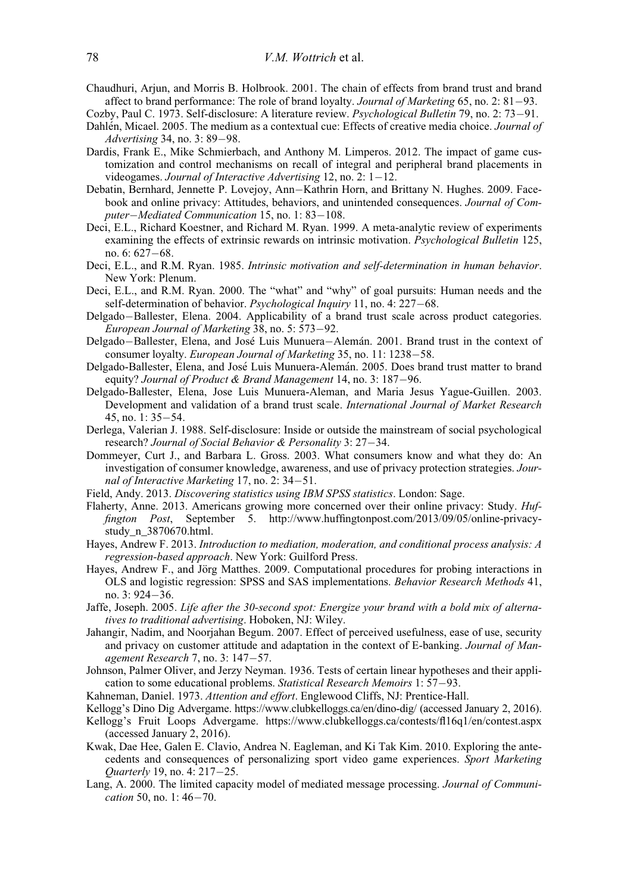Chaudhuri, Arjun, and Morris B. Holbrook. 2001. The chain of effects from brand trust and brand affect to brand performance: The role of brand loyalty. *Journal of Marketing* 65, no. 2: 81−93.

Cozby, Paul C. 1973. Self-disclosure: A literature review. *Psychological Bulletin* 79, no. 2: 73−91.

Dahlén, Micael. 2005. The medium as a contextual cue: Effects of creative media choice. *Journal of Advertising* 34, no. 3: 89−98.

Dardis, Frank E., Mike Schmierbach, and Anthony M. Limperos. 2012. The impact of game customization and control mechanisms on recall of integral and peripheral brand placements in videogames. *Journal of Interactive Advertising* 12, no. 2: 1−12.

Debatin, Bernhard, Jennette P. Lovejoy, Ann−Kathrin Horn, and Brittany N. Hughes. 2009. Facebook and online privacy: Attitudes, behaviors, and unintended consequences. *Journal of Computer−Mediated Communication* 15, no. 1: 83−108.

Deci, E.L., Richard Koestner, and Richard M. Ryan. 1999. A meta-analytic review of experiments examining the effects of extrinsic rewards on intrinsic motivation. *Psychological Bulletin* 125, no. 6: 627−68.

Deci, E.L., and R.M. Ryan. 1985. *Intrinsic motivation and self-determination in human behavior*. New York: Plenum.

Deci, E.L., and R.M. Ryan. 2000. The "what" and "why" of goal pursuits: Human needs and the self-determination of behavior. *Psychological Inquiry* 11, no. 4: 227−68.

Delgado−Ballester, Elena. 2004. Applicability of a brand trust scale across product categories. *European Journal of Marketing* 38, no. 5: 573−92.

Delgado−Ballester, Elena, and José Luis Munuera−Alemán. 2001. Brand trust in the context of consumer loyalty. *European Journal of Marketing* 35, no. 11: 1238−58.

Delgado-Ballester, Elena, and José Luis Munuera-Alemán. 2005. Does brand trust matter to brand equity? *Journal of Product & Brand Management* 14, no. 3: 187−96.

Delgado-Ballester, Elena, Jose Luis Munuera-Aleman, and Maria Jesus Yague-Guillen. 2003. Development and validation of a brand trust scale. *International Journal of Market Research* 45, no. 1: 35−54.

Derlega, Valerian J. 1988. Self-disclosure: Inside or outside the mainstream of social psychological research? *Journal of Social Behavior & Personality* 3: 27−34.

Dommeyer, Curt J., and Barbara L. Gross. 2003. What consumers know and what they do: An investigation of consumer knowledge, awareness, and use of privacy protection strategies. *Journal of Interactive Marketing* 17, no. 2: 34−51.

Field, Andy. 2013. *Discovering statistics using IBM SPSS statistics*. London: Sage.

Flaherty, Anne. 2013. Americans growing more concerned over their online privacy: Study. *Huffington Post*, September 5. http://www.huffingtonpost.com/2013/09/05/online-privacy-study_n_3870670.html.

Hayes, Andrew F. 2013. *Introduction to mediation, moderation, and conditional process analysis: A regression-based approach*. New York: Guilford Press.

Hayes, Andrew F., and Jörg Matthes. 2009. Computational procedures for probing interactions in OLS and logistic regression: SPSS and SAS implementations. *Behavior Research Methods* 41, no. 3: 924−36.

Jaffe, Joseph. 2005. *Life after the 30-second spot: Energize your brand with a bold mix of alternatives to traditional advertising*. Hoboken, NJ: Wiley.

Jahangir, Nadim, and Noorjahan Begum. 2007. Effect of perceived usefulness, ease of use, security and privacy on customer attitude and adaptation in the context of E-banking. *Journal of Management Research* 7, no. 3: 147−57.

Johnson, Palmer Oliver, and Jerzy Neyman. 1936. Tests of certain linear hypotheses and their application to some educational problems. *Statistical Research Memoirs* 1: 57−93.

Kahneman, Daniel. 1973. *Attention and effort*. Englewood Cliffs, NJ: Prentice-Hall.

Kellogg's Dino Dig Advergame. https://www.clubkelloggs.ca/en/dino-dig/ (accessed January 2, 2016).

Kellogg's Fruit Loops Advergame. https://www.clubkelloggs.ca/contests/fl16q1/en/contest.aspx (accessed January 2, 2016).

Kwak, Dae Hee, Galen E. Clavio, Andrea N. Eagleman, and Ki Tak Kim. 2010. Exploring the antecedents and consequences of personalizing sport video game experiences. *Sport Marketing Quarterly* 19, no. 4: 217−25.

Lang, A. 2000. The limited capacity model of mediated message processing. *Journal of Communication* 50, no. 1: 46−70.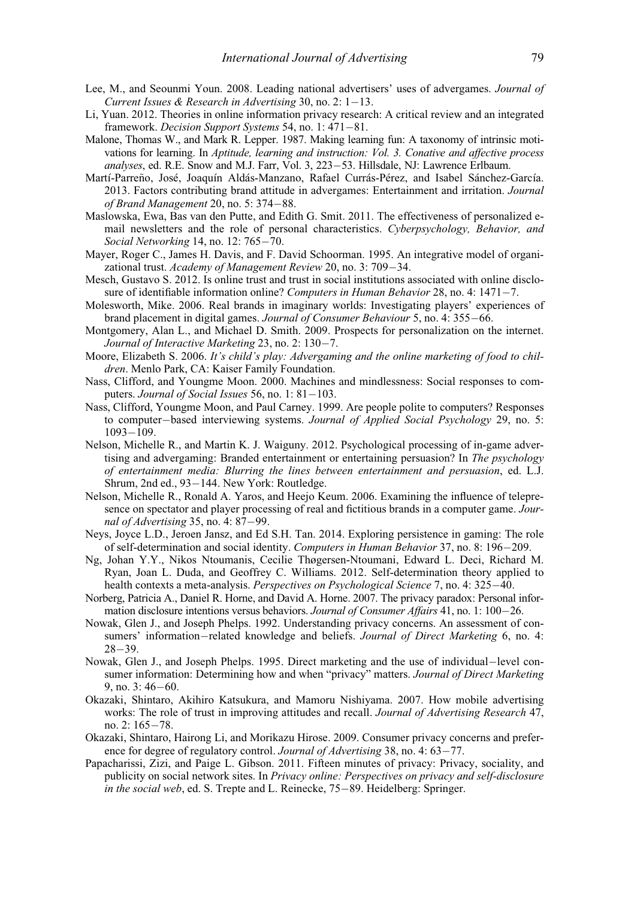Lee, M., and Seounmi Youn. 2008. Leading national advertisers' uses of advergames. *Journal of Current Issues & Research in Advertising* 30, no. 2: 1−13.

Li, Yuan. 2012. Theories in online information privacy research: A critical review and an integrated framework. *Decision Support Systems* 54, no. 1: 471−81.

Malone, Thomas W., and Mark R. Lepper. 1987. Making learning fun: A taxonomy of intrinsic motivations for learning. In *Aptitude, learning and instruction: Vol. 3. Conative and affective process analyses*, ed. R.E. Snow and M.J. Farr, Vol. 3, 223−53. Hillsdale, NJ: Lawrence Erlbaum.

Martí-Parreño, José, Joaquín Aldás-Manzano, Rafael Currás-Pérez, and Isabel Sánchez-García. 2013. Factors contributing brand attitude in advergames: Entertainment and irritation. *Journal of Brand Management* 20, no. 5: 374−88.

Maslowska, Ewa, Bas van den Putte, and Edith G. Smit. 2011. The effectiveness of personalized e-mail newsletters and the role of personal characteristics. *Cyberpsychology, Behavior, and Social Networking* 14, no. 12: 765−70.

Mayer, Roger C., James H. Davis, and F. David Schoorman. 1995. An integrative model of organizational trust. *Academy of Management Review* 20, no. 3: 709−34.

Mesch, Gustavo S. 2012. Is online trust and trust in social institutions associated with online disclosure of identifiable information online? *Computers in Human Behavior* 28, no. 4: 1471−7.

Molesworth, Mike. 2006. Real brands in imaginary worlds: Investigating players' experiences of brand placement in digital games. *Journal of Consumer Behaviour* 5, no. 4: 355−66.

Montgomery, Alan L., and Michael D. Smith. 2009. Prospects for personalization on the internet. *Journal of Interactive Marketing* 23, no. 2: 130−7.

Moore, Elizabeth S. 2006. *It's child's play: Advergaming and the online marketing of food to children*. Menlo Park, CA: Kaiser Family Foundation.

Nass, Clifford, and Youngme Moon. 2000. Machines and mindlessness: Social responses to computers. *Journal of Social Issues* 56, no. 1: 81−103.

Nass, Clifford, Youngme Moon, and Paul Carney. 1999. Are people polite to computers? Responses to computer−based interviewing systems. *Journal of Applied Social Psychology* 29, no. 5: 1093−109.

Nelson, Michelle R., and Martin K. J. Waiguny. 2012. Psychological processing of in-game advertising and advergaming: Branded entertainment or entertaining persuasion? In *The psychology of entertainment media: Blurring the lines between entertainment and persuasion*, ed. L.J. Shrum, 2nd ed., 93−144. New York: Routledge.

Nelson, Michelle R., Ronald A. Yaros, and Heejo Keum. 2006. Examining the influence of telepresence on spectator and player processing of real and fictitious brands in a computer game. *Journal of Advertising* 35, no. 4: 87−99.

Neys, Joyce L.D., Jeroen Jansz, and Ed S.H. Tan. 2014. Exploring persistence in gaming: The role of self-determination and social identity. *Computers in Human Behavior* 37, no. 8: 196−209.

Ng, Johan Y.Y., Nikos Ntoumanis, Cecilie Thøgersen-Ntoumani, Edward L. Deci, Richard M. Ryan, Joan L. Duda, and Geoffrey C. Williams. 2012. Self-determination theory applied to health contexts a meta-analysis. *Perspectives on Psychological Science* 7, no. 4: 325−40.

Norberg, Patricia A., Daniel R. Horne, and David A. Horne. 2007. The privacy paradox: Personal information disclosure intentions versus behaviors. *Journal of Consumer Affairs* 41, no. 1: 100−26.

Nowak, Glen J., and Joseph Phelps. 1992. Understanding privacy concerns. An assessment of consumers' information−related knowledge and beliefs. *Journal of Direct Marketing* 6, no. 4: 28−39.

Nowak, Glen J., and Joseph Phelps. 1995. Direct marketing and the use of individual−level consumer information: Determining how and when "privacy" matters. *Journal of Direct Marketing* 9, no. 3: 46−60.

Okazaki, Shintaro, Akihiro Katsukura, and Mamoru Nishiyama. 2007. How mobile advertising works: The role of trust in improving attitudes and recall. *Journal of Advertising Research* 47, no. 2: 165−78.

Okazaki, Shintaro, Hairong Li, and Morikazu Hirose. 2009. Consumer privacy concerns and preference for degree of regulatory control. *Journal of Advertising* 38, no. 4: 63−77.

Papacharissi, Zizi, and Paige L. Gibson. 2011. Fifteen minutes of privacy: Privacy, sociality, and publicity on social network sites. In *Privacy online: Perspectives on privacy and self-disclosure in the social web*, ed. S. Trepte and L. Reinecke, 75−89. Heidelberg: Springer.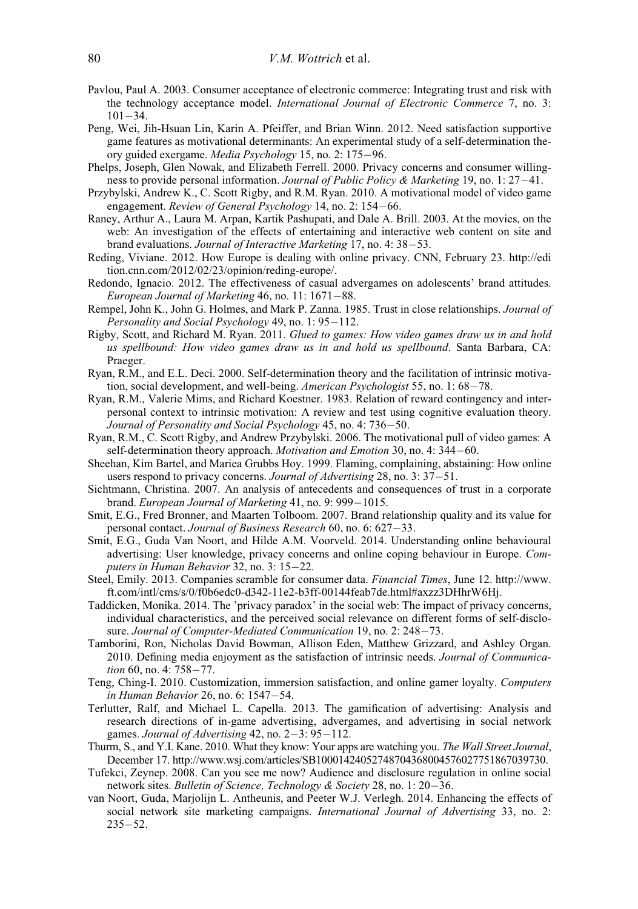Pavlou, Paul A. 2003. Consumer acceptance of electronic commerce: Integrating trust and risk with the technology acceptance model. *International Journal of Electronic Commerce* 7, no. 3: 101−34.

Peng, Wei, Jih-Hsuan Lin, Karin A. Pfeiffer, and Brian Winn. 2012. Need satisfaction supportive game features as motivational determinants: An experimental study of a self-determination theory guided exergame. *Media Psychology* 15, no. 2: 175−96.

Phelps, Joseph, Glen Nowak, and Elizabeth Ferrell. 2000. Privacy concerns and consumer willingness to provide personal information. *Journal of Public Policy & Marketing* 19, no. 1: 27−41.

Przybylski, Andrew K., C. Scott Rigby, and R.M. Ryan. 2010. A motivational model of video game engagement. *Review of General Psychology* 14, no. 2: 154−66.

Raney, Arthur A., Laura M. Arpan, Kartik Pashupati, and Dale A. Brill. 2003. At the movies, on the web: An investigation of the effects of entertaining and interactive web content on site and brand evaluations. *Journal of Interactive Marketing* 17, no. 4: 38−53.

Reding, Viviane. 2012. How Europe is dealing with online privacy. CNN, February 23. http://edition.cnn.com/2012/02/23/opinion/reding-europe/.

Redondo, Ignacio. 2012. The effectiveness of casual advergames on adolescents' brand attitudes. *European Journal of Marketing* 46, no. 11: 1671−88.

Rempel, John K., John G. Holmes, and Mark P. Zanna. 1985. Trust in close relationships. *Journal of Personality and Social Psychology* 49, no. 1: 95−112.

Rigby, Scott, and Richard M. Ryan. 2011. *Glued to games: How video games draw us in and hold us spellbound: How video games draw us in and hold us spellbound*. Santa Barbara, CA: Praeger.

Ryan, R.M., and E.L. Deci. 2000. Self-determination theory and the facilitation of intrinsic motivation, social development, and well-being. *American Psychologist* 55, no. 1: 68−78.

Ryan, R.M., Valerie Mims, and Richard Koestner. 1983. Relation of reward contingency and interpersonal context to intrinsic motivation: A review and test using cognitive evaluation theory. *Journal of Personality and Social Psychology* 45, no. 4: 736−50.

Ryan, R.M., C. Scott Rigby, and Andrew Przybylski. 2006. The motivational pull of video games: A self-determination theory approach. *Motivation and Emotion* 30, no. 4: 344−60.

Sheehan, Kim Bartel, and Mariea Grubbs Hoy. 1999. Flaming, complaining, abstaining: How online users respond to privacy concerns. *Journal of Advertising* 28, no. 3: 37−51.

Sichtmann, Christina. 2007. An analysis of antecedents and consequences of trust in a corporate brand. *European Journal of Marketing* 41, no. 9: 999−1015.

Smit, E.G., Fred Bronner, and Maarten Tolboom. 2007. Brand relationship quality and its value for personal contact. *Journal of Business Research* 60, no. 6: 627−33.

Smit, E.G., Guda Van Noort, and Hilde A.M. Voorveld. 2014. Understanding online behavioural advertising: User knowledge, privacy concerns and online coping behaviour in Europe. *Computers in Human Behavior* 32, no. 3: 15−22.

Steel, Emily. 2013. Companies scramble for consumer data. *Financial Times*, June 12. http://www.ft.com/intl/cms/s/0/f0b6edc0-d342-11e2-b3ff-00144feab7de.html#axzz3DHhrW6Hj.

Taddicken, Monika. 2014. The 'privacy paradox' in the social web: The impact of privacy concerns, individual characteristics, and the perceived social relevance on different forms of self-disclosure. *Journal of Computer-Mediated Communication* 19, no. 2: 248−73.

Tamborini, Ron, Nicholas David Bowman, Allison Eden, Matthew Grizzard, and Ashley Organ. 2010. Defining media enjoyment as the satisfaction of intrinsic needs. *Journal of Communication* 60, no. 4: 758−77.

Teng, Ching-I. 2010. Customization, immersion satisfaction, and online gamer loyalty. *Computers in Human Behavior* 26, no. 6: 1547−54.

Terlutter, Ralf, and Michael L. Capella. 2013. The gamification of advertising: Analysis and research directions of in-game advertising, advergames, and advertising in social network games. *Journal of Advertising* 42, no. 2−3: 95−112.

Thurm, S., and Y.I. Kane. 2010. What they know: Your apps are watching you. *The Wall Street Journal*, December 17. http://www.wsj.com/articles/SB10001424052748704368004576027751867039730.

Tufekci, Zeynep. 2008. Can you see me now? Audience and disclosure regulation in online social network sites. *Bulletin of Science, Technology & Society* 28, no. 1: 20−36.

van Noort, Guda, Marjolijn L. Antheunis, and Peeter W.J. Verlegh. 2014. Enhancing the effects of social network site marketing campaigns. *International Journal of Advertising* 33, no. 2: 235−52.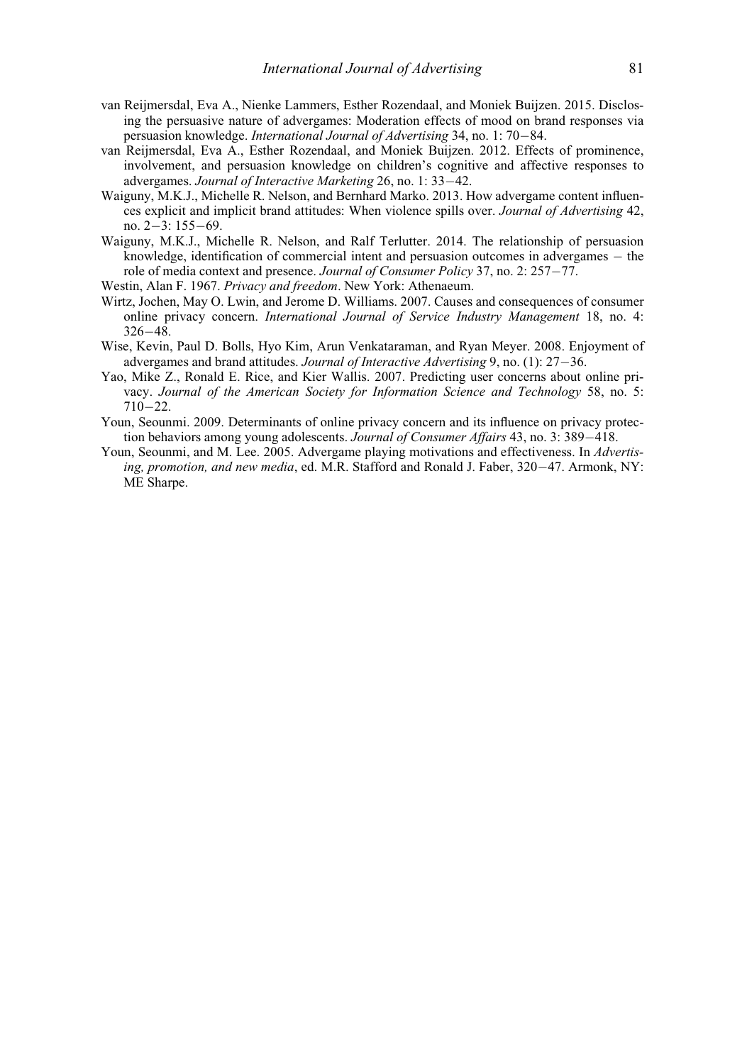van Reijmersdal, Eva A., Nienke Lammers, Esther Rozendaal, and Moniek Buijzen. 2015. Disclosing the persuasive nature of advergames: Moderation effects of mood on brand responses via persuasion knowledge. *International Journal of Advertising* 34, no. 1: 70–84.

van Reijmersdal, Eva A., Esther Rozendaal, and Moniek Buijzen. 2012. Effects of prominence, involvement, and persuasion knowledge on children's cognitive and affective responses to advergames. *Journal of Interactive Marketing* 26, no. 1: 33–42.

Waiguny, M.K.J., Michelle R. Nelson, and Bernhard Marko. 2013. How advergame content influences explicit and implicit brand attitudes: When violence spills over. *Journal of Advertising* 42, no. 2–3: 155–69.

Waiguny, M.K.J., Michelle R. Nelson, and Ralf Terlutter. 2014. The relationship of persuasion knowledge, identification of commercial intent and persuasion outcomes in advergames – the role of media context and presence. *Journal of Consumer Policy* 37, no. 2: 257–77.

Westin, Alan F. 1967. *Privacy and freedom*. New York: Athenaeum.

Wirtz, Jochen, May O. Lwin, and Jerome D. Williams. 2007. Causes and consequences of consumer online privacy concern. *International Journal of Service Industry Management* 18, no. 4: 326–48.

Wise, Kevin, Paul D. Bolls, Hyo Kim, Arun Venkataraman, and Ryan Meyer. 2008. Enjoyment of advergames and brand attitudes. *Journal of Interactive Advertising* 9, no. (1): 27–36.

Yao, Mike Z., Ronald E. Rice, and Kier Wallis. 2007. Predicting user concerns about online privacy. *Journal of the American Society for Information Science and Technology* 58, no. 5: 710–22.

Youn, Seounmi. 2009. Determinants of online privacy concern and its influence on privacy protection behaviors among young adolescents. *Journal of Consumer Affairs* 43, no. 3: 389–418.

Youn, Seounmi, and M. Lee. 2005. Advergame playing motivations and effectiveness. In *Advertising, promotion, and new media*, ed. M.R. Stafford and Ronald J. Faber, 320–47. Armonk, NY: ME Sharpe.